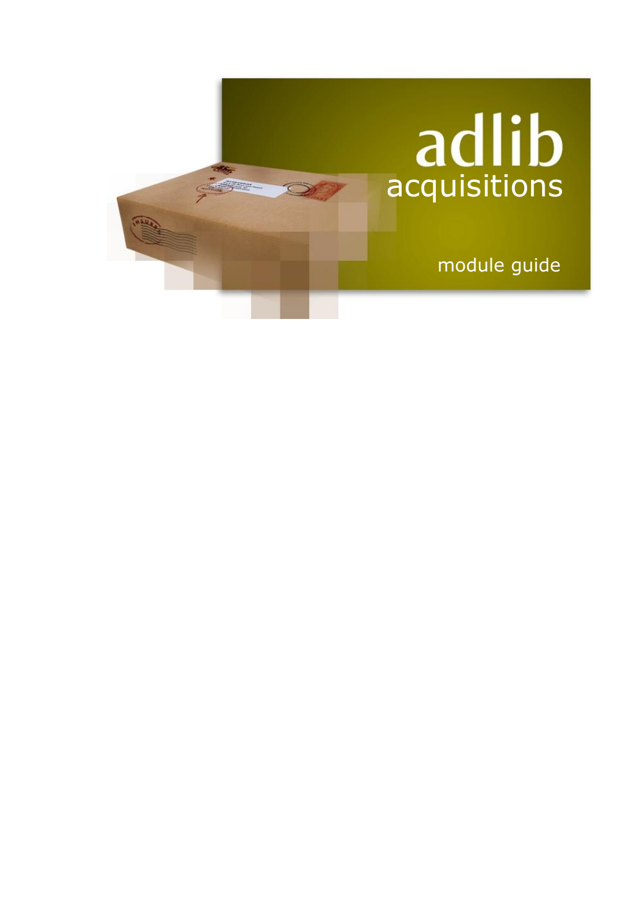# adlib

## acquisitions

module guide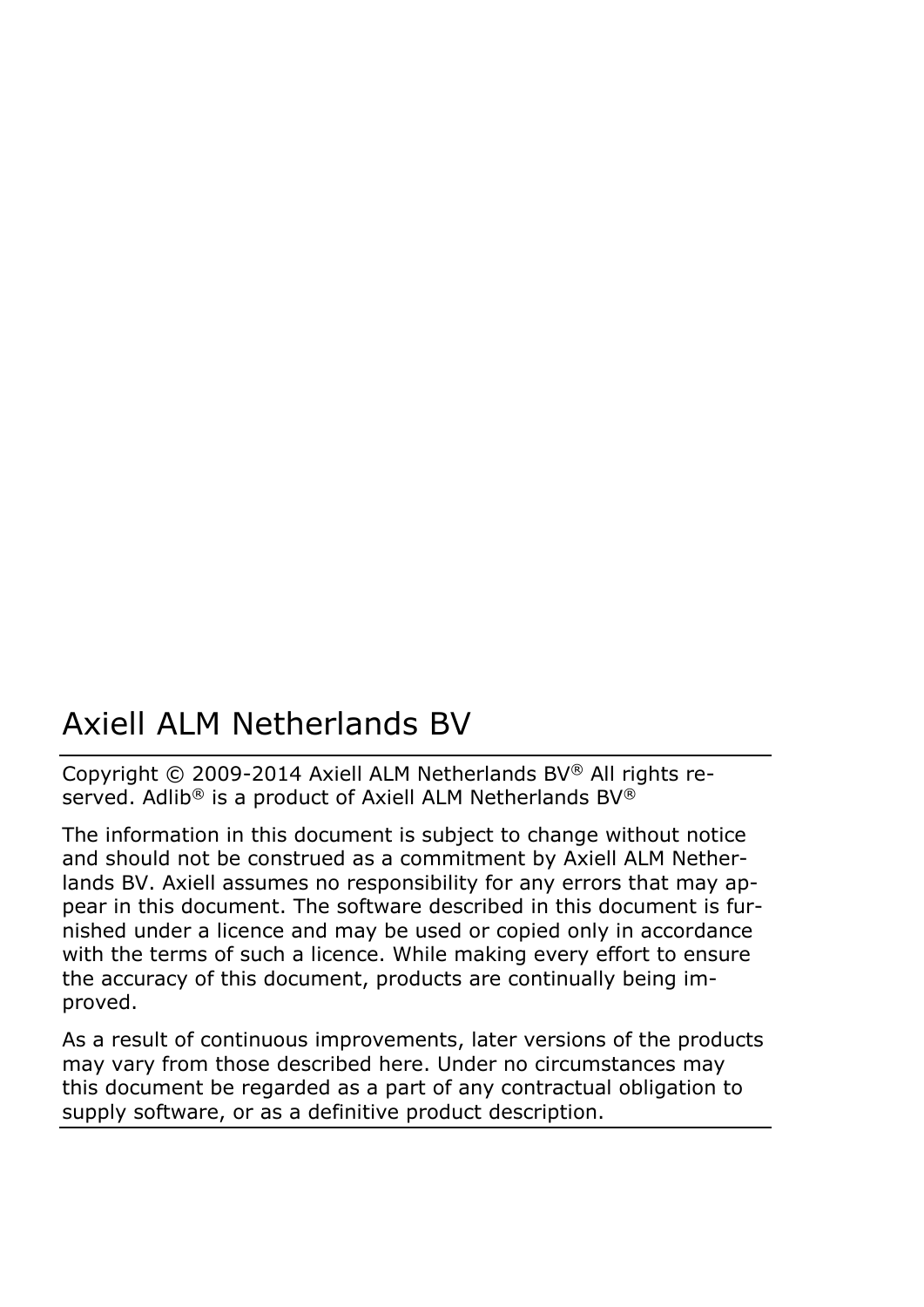# Axiell ALM Netherlands BV

Copyright © 2009-2014 Axiell ALM Netherlands BV® All rights reserved. Adlib® is a product of Axiell ALM Netherlands BV®

The information in this document is subject to change without notice and should not be construed as a commitment by Axiell ALM Netherlands BV. Axiell assumes no responsibility for any errors that may appear in this document. The software described in this document is furnished under a licence and may be used or copied only in accordance with the terms of such a licence. While making every effort to ensure the accuracy of this document, products are continually being improved.

As a result of continuous improvements, later versions of the products may vary from those described here. Under no circumstances may this document be regarded as a part of any contractual obligation to supply software, or as a definitive product description.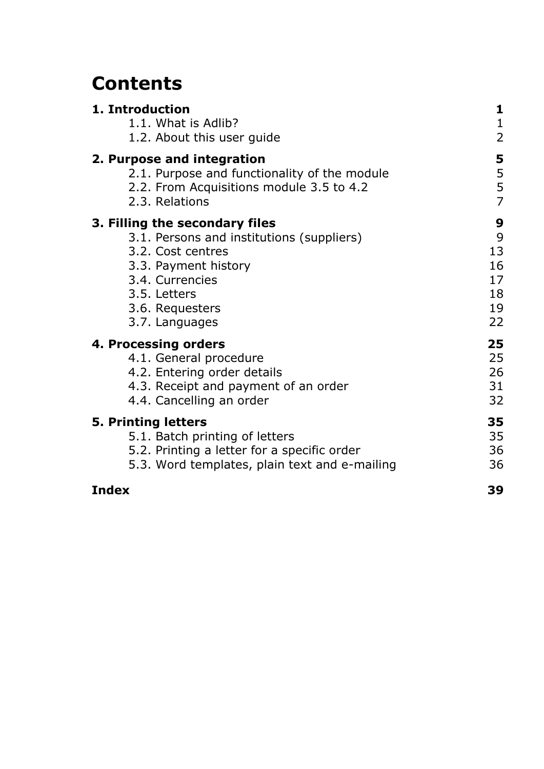# Contents

**1. Introduction** **1**

- 1.1. What is Adlib? 1
- 1.2. About this user guide 2

**2. Purpose and integration** **5**

- 2.1. Purpose and functionality of the module 5
- 2.2. From Acquisitions module 3.5 to 4.2 5
- 2.3. Relations 7

**3. Filling the secondary files** **9**

- 3.1. Persons and institutions (suppliers) 9
- 3.2. Cost centres 13
- 3.3. Payment history 16
- 3.4. Currencies 17
- 3.5. Letters 18
- 3.6. Requesters 19
- 3.7. Languages 22

**4. Processing orders** **25**

- 4.1. General procedure 25
- 4.2. Entering order details 26
- 4.3. Receipt and payment of an order 31
- 4.4. Cancelling an order 32

**5. Printing letters** **35**

- 5.1. Batch printing of letters 35
- 5.2. Printing a letter for a specific order 36
- 5.3. Word templates, plain text and e-mailing 36

**Index** **39**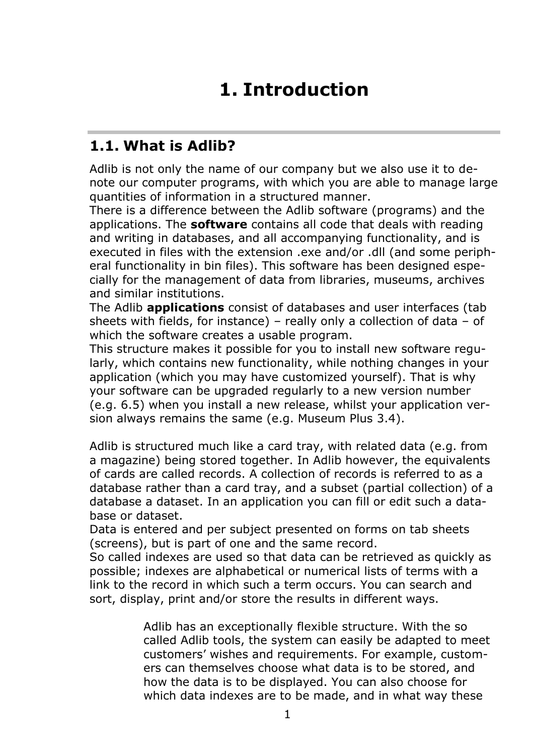# 1. Introduction

## 1.1. What is Adlib?

Adlib is not only the name of our company but we also use it to denote our computer programs, with which you are able to manage large quantities of information in a structured manner.
There is a difference between the Adlib software (programs) and the applications. The **software** contains all code that deals with reading and writing in databases, and all accompanying functionality, and is executed in files with the extension .exe and/or .dll (and some peripheral functionality in bin files). This software has been designed especially for the management of data from libraries, museums, archives and similar institutions.
The Adlib **applications** consist of databases and user interfaces (tab sheets with fields, for instance) – really only a collection of data – of which the software creates a usable program.
This structure makes it possible for you to install new software regularly, which contains new functionality, while nothing changes in your application (which you may have customized yourself). That is why your software can be upgraded regularly to a new version number (e.g. 6.5) when you install a new release, whilst your application version always remains the same (e.g. Museum Plus 3.4).

Adlib is structured much like a card tray, with related data (e.g. from a magazine) being stored together. In Adlib however, the equivalents of cards are called records. A collection of records is referred to as a database rather than a card tray, and a subset (partial collection) of a database a dataset. In an application you can fill or edit such a database or dataset.
Data is entered and per subject presented on forms on tab sheets (screens), but is part of one and the same record.
So called indexes are used so that data can be retrieved as quickly as possible; indexes are alphabetical or numerical lists of terms with a link to the record in which such a term occurs. You can search and sort, display, print and/or store the results in different ways.

Adlib has an exceptionally flexible structure. With the so called Adlib tools, the system can easily be adapted to meet customers' wishes and requirements. For example, customers can themselves choose what data is to be stored, and how the data is to be displayed. You can also choose for which data indexes are to be made, and in what way these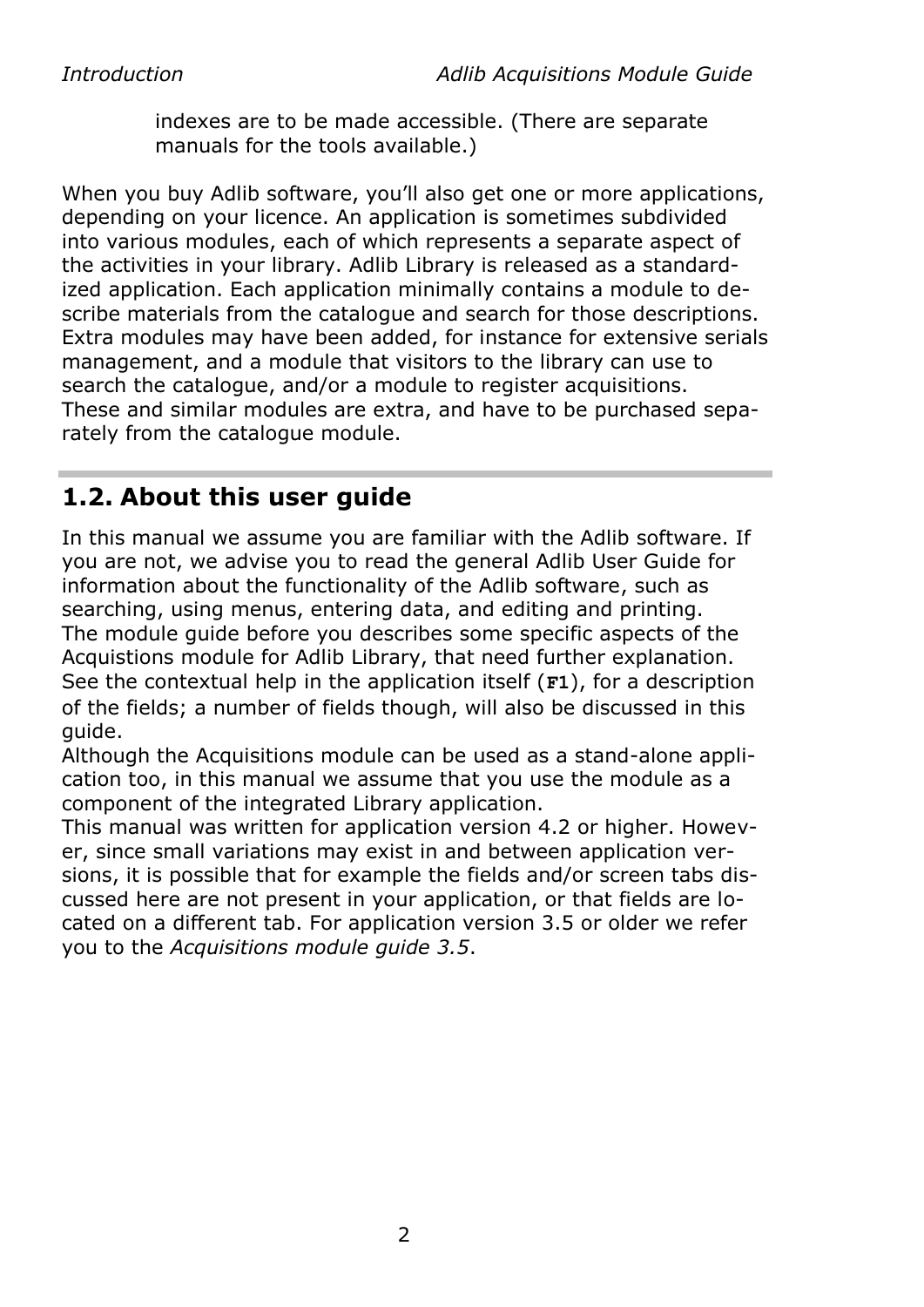indexes are to be made accessible. (There are separate manuals for the tools available.)

When you buy Adlib software, you'll also get one or more applications, depending on your licence. An application is sometimes subdivided into various modules, each of which represents a separate aspect of the activities in your library. Adlib Library is released as a standardized application. Each application minimally contains a module to describe materials from the catalogue and search for those descriptions. Extra modules may have been added, for instance for extensive serials management, and a module that visitors to the library can use to search the catalogue, and/or a module to register acquisitions. These and similar modules are extra, and have to be purchased separately from the catalogue module.

## 1.2. About this user guide

In this manual we assume you are familiar with the Adlib software. If you are not, we advise you to read the general Adlib User Guide for information about the functionality of the Adlib software, such as searching, using menus, entering data, and editing and printing. The module guide before you describes some specific aspects of the Acquistions module for Adlib Library, that need further explanation. See the contextual help in the application itself (**F1**), for a description of the fields; a number of fields though, will also be discussed in this guide.
Although the Acquisitions module can be used as a stand-alone application too, in this manual we assume that you use the module as a component of the integrated Library application.
This manual was written for application version 4.2 or higher. However, since small variations may exist in and between application versions, it is possible that for example the fields and/or screen tabs discussed here are not present in your application, or that fields are located on a different tab. For application version 3.5 or older we refer you to the *Acquisitions module guide 3.5*.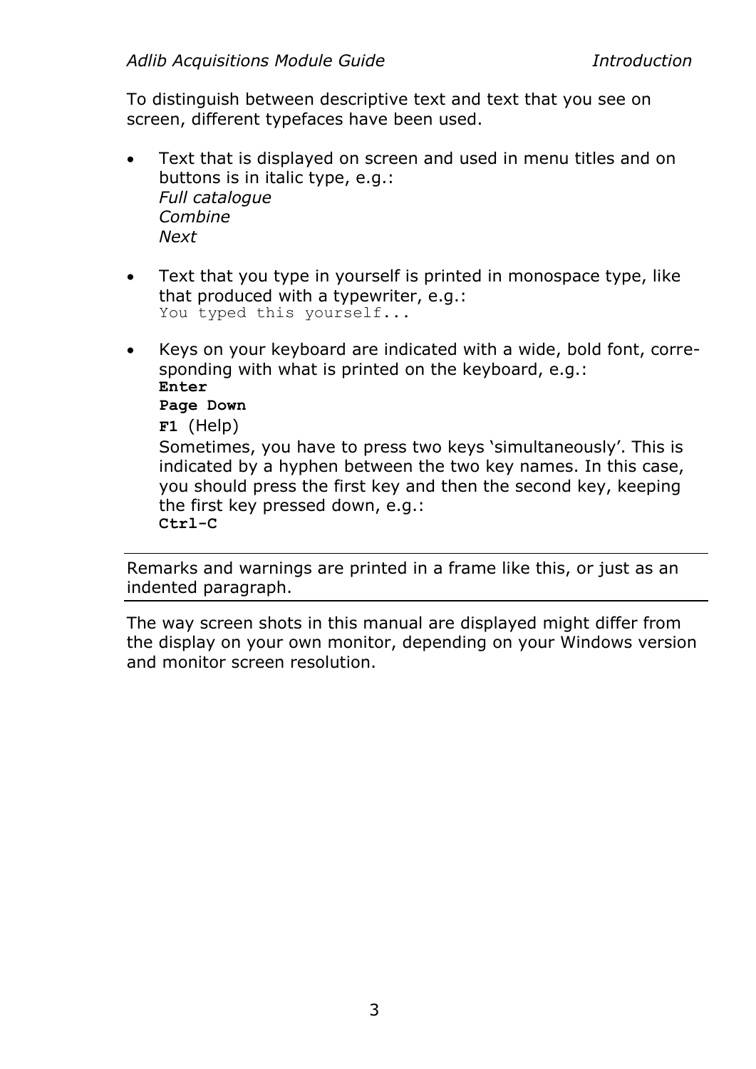To distinguish between descriptive text and text that you see on screen, different typefaces have been used.

- Text that is displayed on screen and used in menu titles and on buttons is in italic type, e.g.:  
  *Full catalogue*  
  *Combine*  
  *Next*

- Text that you type in yourself is printed in monospace type, like that produced with a typewriter, e.g.:  
  `You typed this yourself...`

- Keys on your keyboard are indicated with a wide, bold font, corresponding with what is printed on the keyboard, e.g.:  
  **`Enter`**  
  **`Page Down`**  
  **`F1`** (Help)  
  Sometimes, you have to press two keys ‘simultaneously’. This is indicated by a hyphen between the two key names. In this case, you should press the first key and then the second key, keeping the first key pressed down, e.g.:  
  **`Ctrl-C`**

---

Remarks and warnings are printed in a frame like this, or just as an indented paragraph.

---

The way screen shots in this manual are displayed might differ from the display on your own monitor, depending on your Windows version and monitor screen resolution.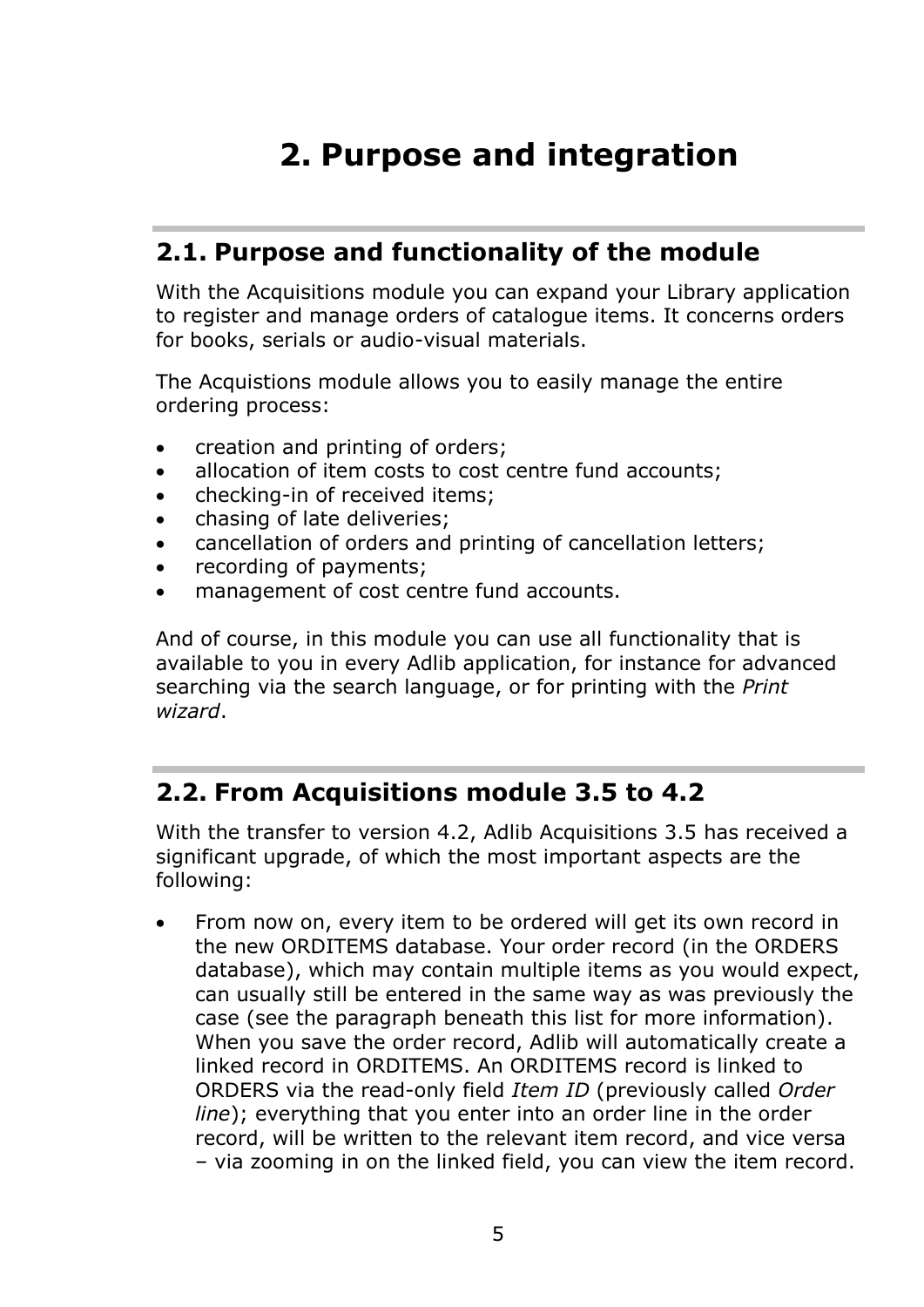# 2. Purpose and integration

## 2.1. Purpose and functionality of the module

With the Acquisitions module you can expand your Library application to register and manage orders of catalogue items. It concerns orders for books, serials or audio-visual materials.

The Acquistions module allows you to easily manage the entire ordering process:

- creation and printing of orders;
- allocation of item costs to cost centre fund accounts;
- checking-in of received items;
- chasing of late deliveries;
- cancellation of orders and printing of cancellation letters;
- recording of payments;
- management of cost centre fund accounts.

And of course, in this module you can use all functionality that is available to you in every Adlib application, for instance for advanced searching via the search language, or for printing with the *Print wizard*.

## 2.2. From Acquisitions module 3.5 to 4.2

With the transfer to version 4.2, Adlib Acquisitions 3.5 has received a significant upgrade, of which the most important aspects are the following:

- From now on, every item to be ordered will get its own record in the new ORDITEMS database. Your order record (in the ORDERS database), which may contain multiple items as you would expect, can usually still be entered in the same way as was previously the case (see the paragraph beneath this list for more information). When you save the order record, Adlib will automatically create a linked record in ORDITEMS. An ORDITEMS record is linked to ORDERS via the read-only field *Item ID* (previously called *Order line*); everything that you enter into an order line in the order record, will be written to the relevant item record, and vice versa – via zooming in on the linked field, you can view the item record.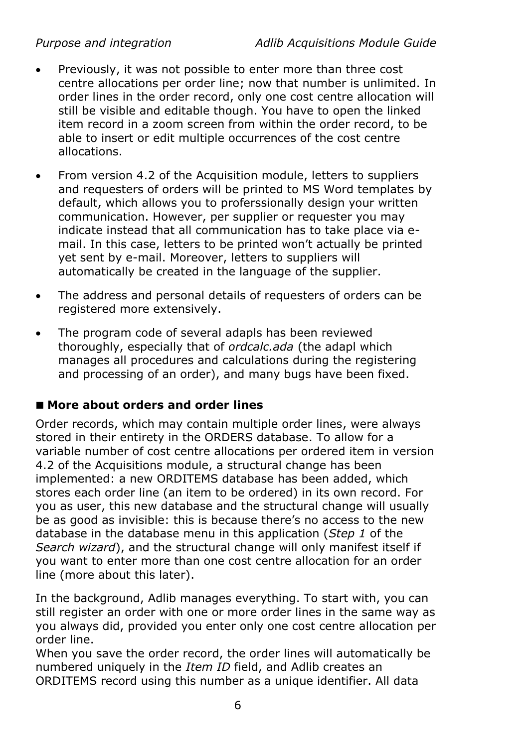- Previously, it was not possible to enter more than three cost centre allocations per order line; now that number is unlimited. In order lines in the order record, only one cost centre allocation will still be visible and editable though. You have to open the linked item record in a zoom screen from within the order record, to be able to insert or edit multiple occurrences of the cost centre allocations.
- From version 4.2 of the Acquisition module, letters to suppliers and requesters of orders will be printed to MS Word templates by default, which allows you to proferssionally design your written communication. However, per supplier or requester you may indicate instead that all communication has to take place via e-mail. In this case, letters to be printed won't actually be printed yet sent by e-mail. Moreover, letters to suppliers will automatically be created in the language of the supplier.
- The address and personal details of requesters of orders can be registered more extensively.
- The program code of several adapls has been reviewed thoroughly, especially that of *ordcalc.ada* (the adapl which manages all procedures and calculations during the registering and processing of an order), and many bugs have been fixed.

## ■ More about orders and order lines

Order records, which may contain multiple order lines, were always stored in their entirety in the ORDERS database. To allow for a variable number of cost centre allocations per ordered item in version 4.2 of the Acquisitions module, a structural change has been implemented: a new ORDITEMS database has been added, which stores each order line (an item to be ordered) in its own record. For you as user, this new database and the structural change will usually be as good as invisible: this is because there's no access to the new database in the database menu in this application (*Step 1* of the *Search wizard*), and the structural change will only manifest itself if you want to enter more than one cost centre allocation for an order line (more about this later).

In the background, Adlib manages everything. To start with, you can still register an order with one or more order lines in the same way as you always did, provided you enter only one cost centre allocation per order line.
When you save the order record, the order lines will automatically be numbered uniquely in the *Item ID* field, and Adlib creates an ORDITEMS record using this number as a unique identifier. All data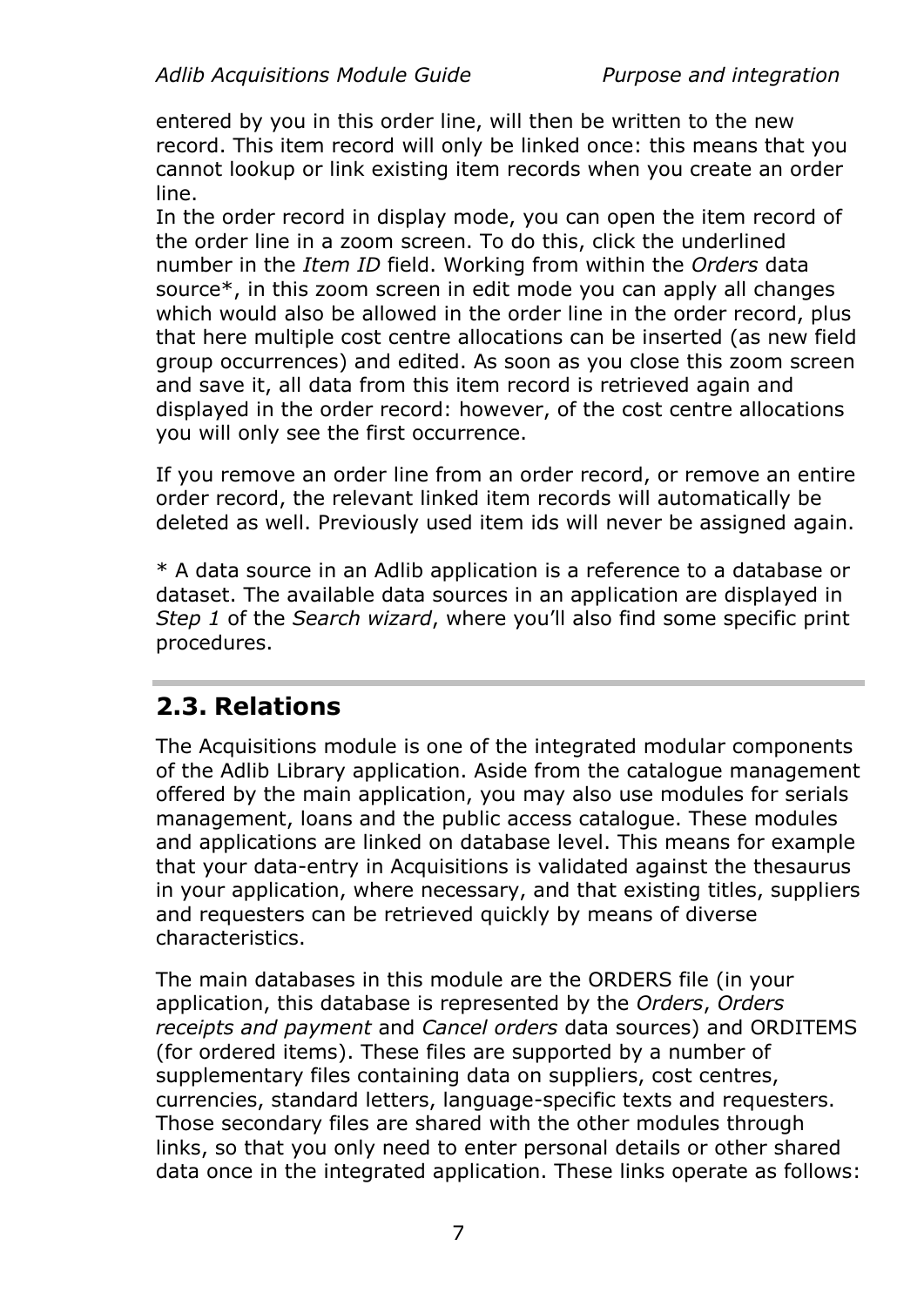entered by you in this order line, will then be written to the new record. This item record will only be linked once: this means that you cannot lookup or link existing item records when you create an order line.
In the order record in display mode, you can open the item record of the order line in a zoom screen. To do this, click the underlined number in the *Item ID* field. Working from within the *Orders* data source*, in this zoom screen in edit mode you can apply all changes which would also be allowed in the order line in the order record, plus that here multiple cost centre allocations can be inserted (as new field group occurrences) and edited. As soon as you close this zoom screen and save it, all data from this item record is retrieved again and displayed in the order record: however, of the cost centre allocations you will only see the first occurrence.

If you remove an order line from an order record, or remove an entire order record, the relevant linked item records will automatically be deleted as well. Previously used item ids will never be assigned again.

* A data source in an Adlib application is a reference to a database or dataset. The available data sources in an application are displayed in *Step 1* of the *Search wizard*, where you'll also find some specific print procedures.

## 2.3. Relations

The Acquisitions module is one of the integrated modular components of the Adlib Library application. Aside from the catalogue management offered by the main application, you may also use modules for serials management, loans and the public access catalogue. These modules and applications are linked on database level. This means for example that your data-entry in Acquisitions is validated against the thesaurus in your application, where necessary, and that existing titles, suppliers and requesters can be retrieved quickly by means of diverse characteristics.

The main databases in this module are the ORDERS file (in your application, this database is represented by the *Orders*, *Orders receipts and payment* and *Cancel orders* data sources) and ORDITEMS (for ordered items). These files are supported by a number of supplementary files containing data on suppliers, cost centres, currencies, standard letters, language-specific texts and requesters. Those secondary files are shared with the other modules through links, so that you only need to enter personal details or other shared data once in the integrated application. These links operate as follows: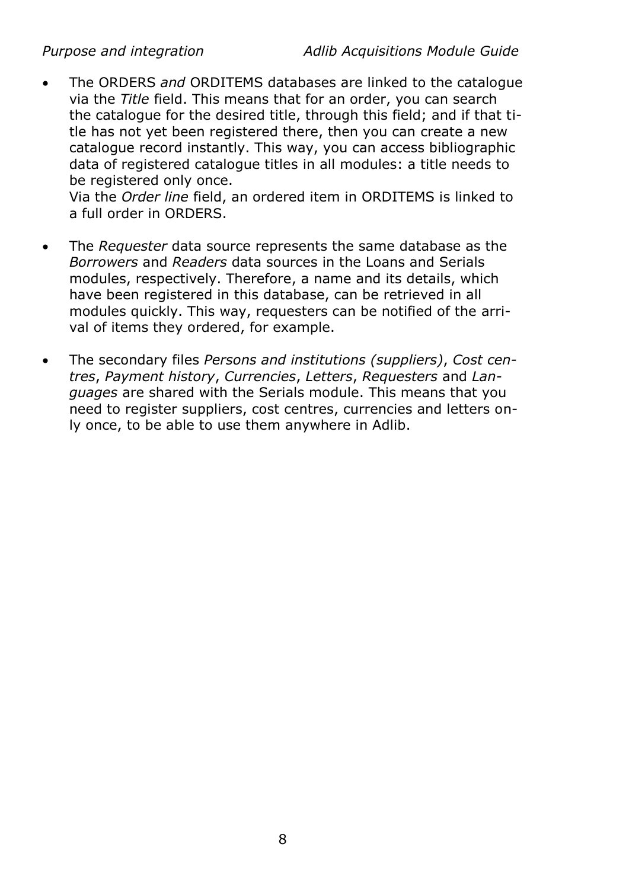- The ORDERS *and* ORDITEMS databases are linked to the catalogue via the *Title* field. This means that for an order, you can search the catalogue for the desired title, through this field; and if that title has not yet been registered there, then you can create a new catalogue record instantly. This way, you can access bibliographic data of registered catalogue titles in all modules: a title needs to be registered only once.
  Via the *Order line* field, an ordered item in ORDITEMS is linked to a full order in ORDERS.

- The *Requester* data source represents the same database as the *Borrowers* and *Readers* data sources in the Loans and Serials modules, respectively. Therefore, a name and its details, which have been registered in this database, can be retrieved in all modules quickly. This way, requesters can be notified of the arrival of items they ordered, for example.

- The secondary files *Persons and institutions (suppliers)*, *Cost centres*, *Payment history*, *Currencies*, *Letters*, *Requesters* and *Languages* are shared with the Serials module. This means that you need to register suppliers, cost centres, currencies and letters only once, to be able to use them anywhere in Adlib.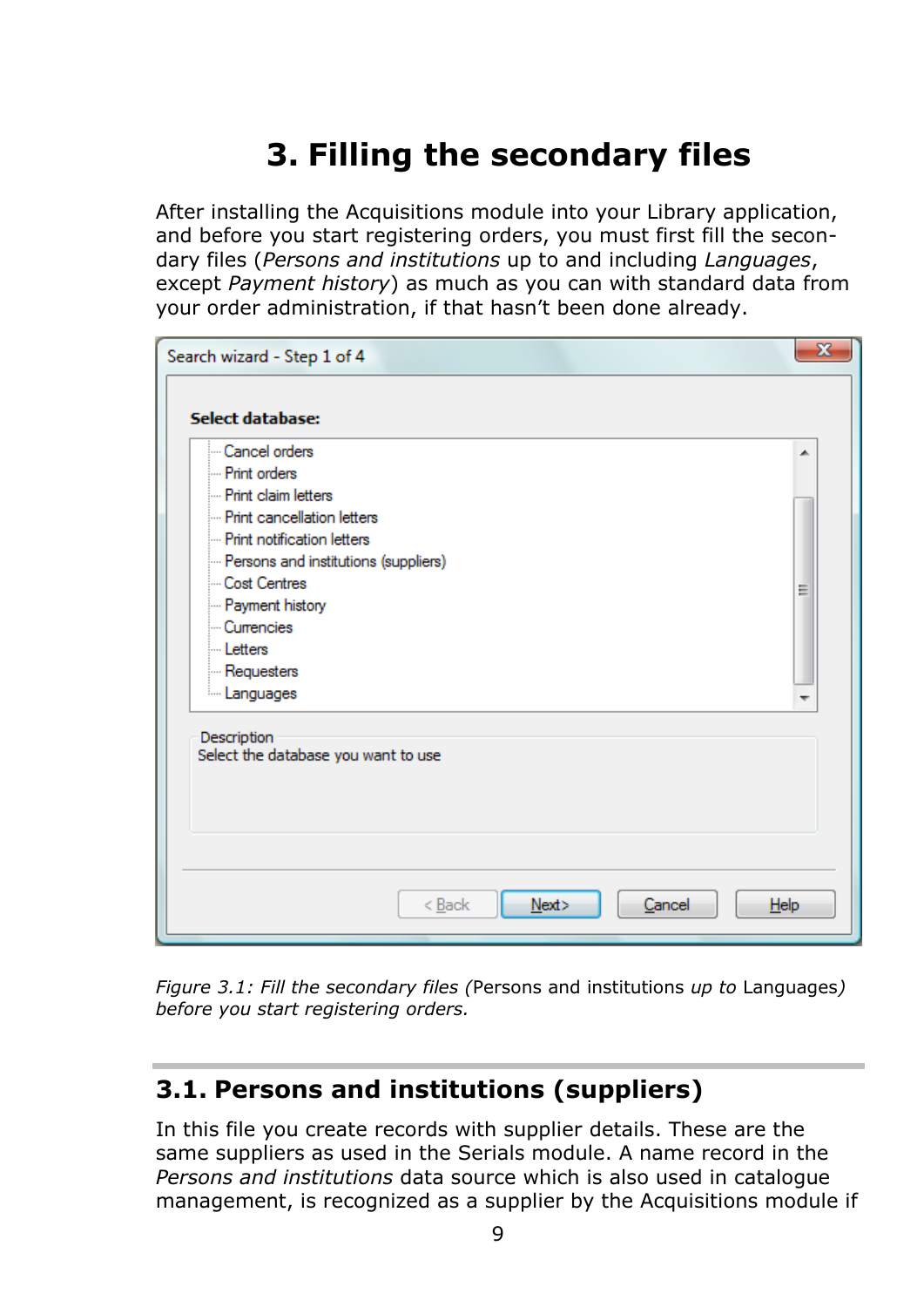# 3. Filling the secondary files

After installing the Acquisitions module into your Library application, and before you start registering orders, you must first fill the secondary files (*Persons and institutions* up to and including *Languages*, except *Payment history*) as much as you can with standard data from your order administration, if that hasn't been done already.

*Figure 3.1: Fill the secondary files (*Persons and institutions *up to* Languages*) before you start registering orders.*

## 3.1. Persons and institutions (suppliers)

In this file you create records with supplier details. These are the same suppliers as used in the Serials module. A name record in the *Persons and institutions* data source which is also used in catalogue management, is recognized as a supplier by the Acquisitions module if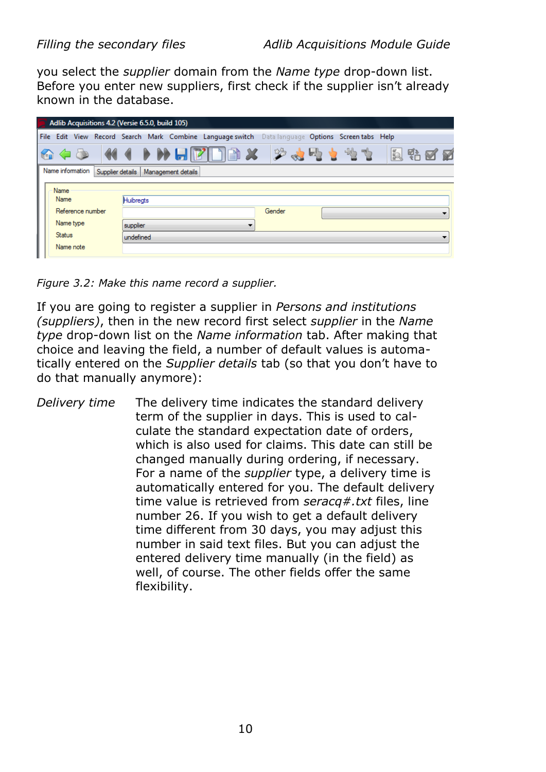you select the *supplier* domain from the *Name type* drop-down list. Before you enter new suppliers, first check if the supplier isn't already known in the database.

*Figure 3.2: Make this name record a supplier.*

If you are going to register a supplier in *Persons and institutions (suppliers)*, then in the new record first select *supplier* in the *Name type* drop-down list on the *Name information* tab. After making that choice and leaving the field, a number of default values is automatically entered on the *Supplier details* tab (so that you don't have to do that manually anymore):

*Delivery time* — The delivery time indicates the standard delivery term of the supplier in days. This is used to calculate the standard expectation date of orders, which is also used for claims. This date can still be changed manually during ordering, if necessary. For a name of the *supplier* type, a delivery time is automatically entered for you. The default delivery time value is retrieved from *seracq#.txt* files, line number 26. If you wish to get a default delivery time different from 30 days, you may adjust this number in said text files. But you can adjust the entered delivery time manually (in the field) as well, of course. The other fields offer the same flexibility.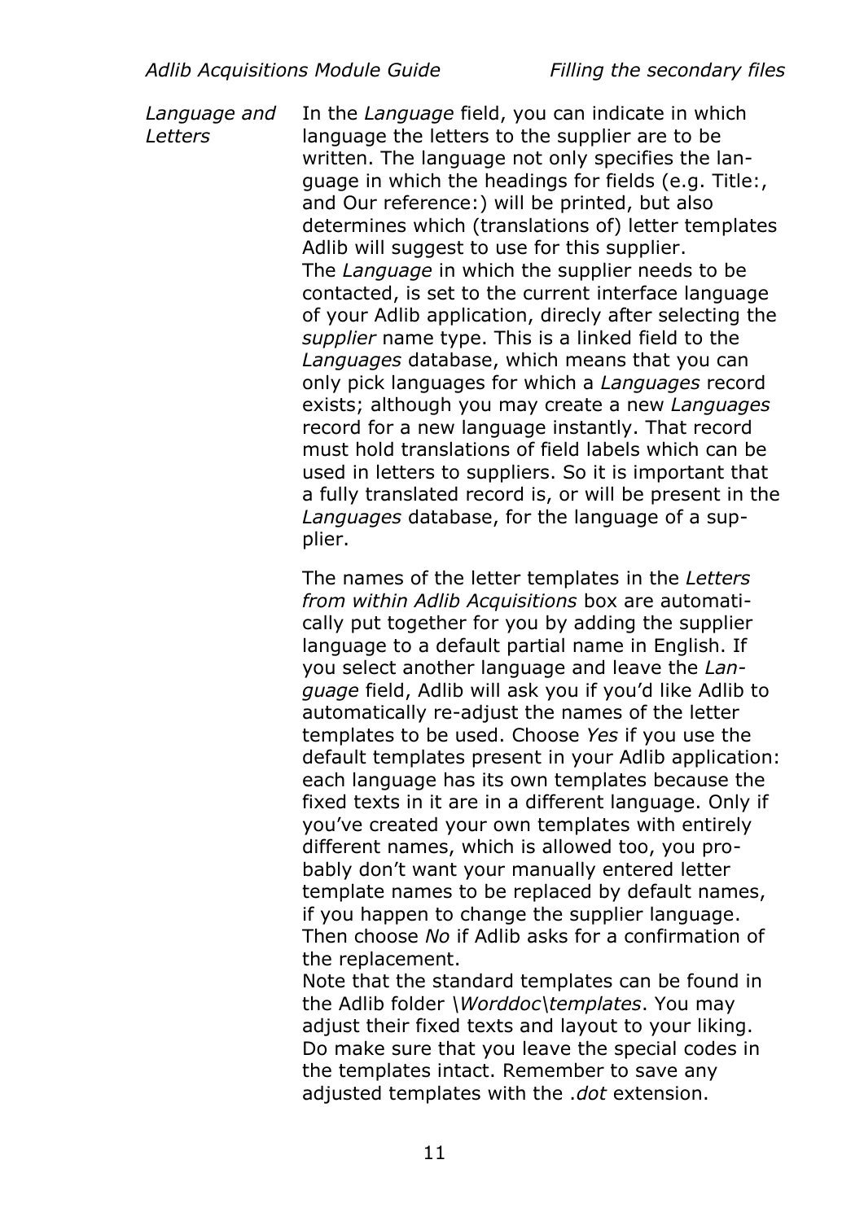*Language and Letters*

In the *Language* field, you can indicate in which language the letters to the supplier are to be written. The language not only specifies the language in which the headings for fields (e.g. Title:, and Our reference:) will be printed, but also determines which (translations of) letter templates Adlib will suggest to use for this supplier.
The *Language* in which the supplier needs to be contacted, is set to the current interface language of your Adlib application, direcly after selecting the *supplier* name type. This is a linked field to the *Languages* database, which means that you can only pick languages for which a *Languages* record exists; although you may create a new *Languages* record for a new language instantly. That record must hold translations of field labels which can be used in letters to suppliers. So it is important that a fully translated record is, or will be present in the *Languages* database, for the language of a supplier.

The names of the letter templates in the *Letters from within Adlib Acquisitions* box are automatically put together for you by adding the supplier language to a default partial name in English. If you select another language and leave the *Language* field, Adlib will ask you if you'd like Adlib to automatically re-adjust the names of the letter templates to be used. Choose *Yes* if you use the default templates present in your Adlib application: each language has its own templates because the fixed texts in it are in a different language. Only if you've created your own templates with entirely different names, which is allowed too, you probably don't want your manually entered letter template names to be replaced by default names, if you happen to change the supplier language. Then choose *No* if Adlib asks for a confirmation of the replacement.
Note that the standard templates can be found in the Adlib folder *\Worddoc\templates*. You may adjust their fixed texts and layout to your liking. Do make sure that you leave the special codes in the templates intact. Remember to save any adjusted templates with the *.dot* extension.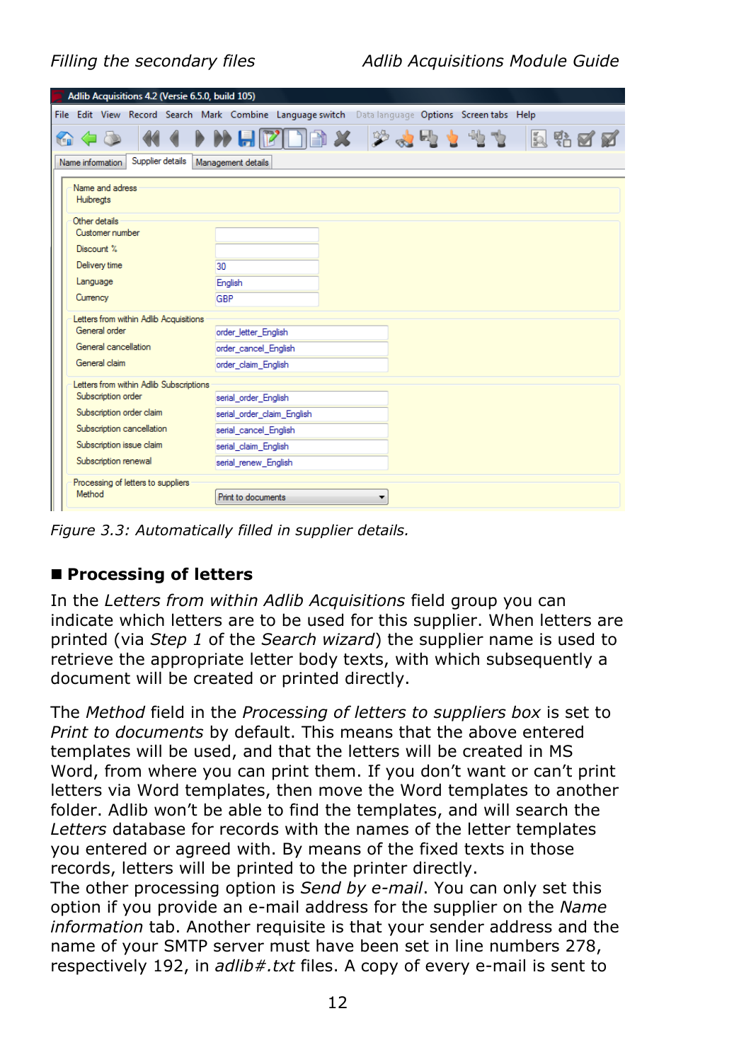Figure 3.3: *Automatically filled in supplier details.*

## ■ Processing of letters

In the *Letters from within Adlib Acquisitions* field group you can indicate which letters are to be used for this supplier. When letters are printed (via *Step 1* of the *Search wizard*) the supplier name is used to retrieve the appropriate letter body texts, with which subsequently a document will be created or printed directly.

The *Method* field in the *Processing of letters to suppliers box* is set to *Print to documents* by default. This means that the above entered templates will be used, and that the letters will be created in MS Word, from where you can print them. If you don't want or can't print letters via Word templates, then move the Word templates to another folder. Adlib won't be able to find the templates, and will search the *Letters* database for records with the names of the letter templates you entered or agreed with. By means of the fixed texts in those records, letters will be printed to the printer directly.
The other processing option is *Send by e-mail*. You can only set this option if you provide an e-mail address for the supplier on the *Name information* tab. Another requisite is that your sender address and the name of your SMTP server must have been set in line numbers 278, respectively 192, in *adlib#.txt* files. A copy of every e-mail is sent to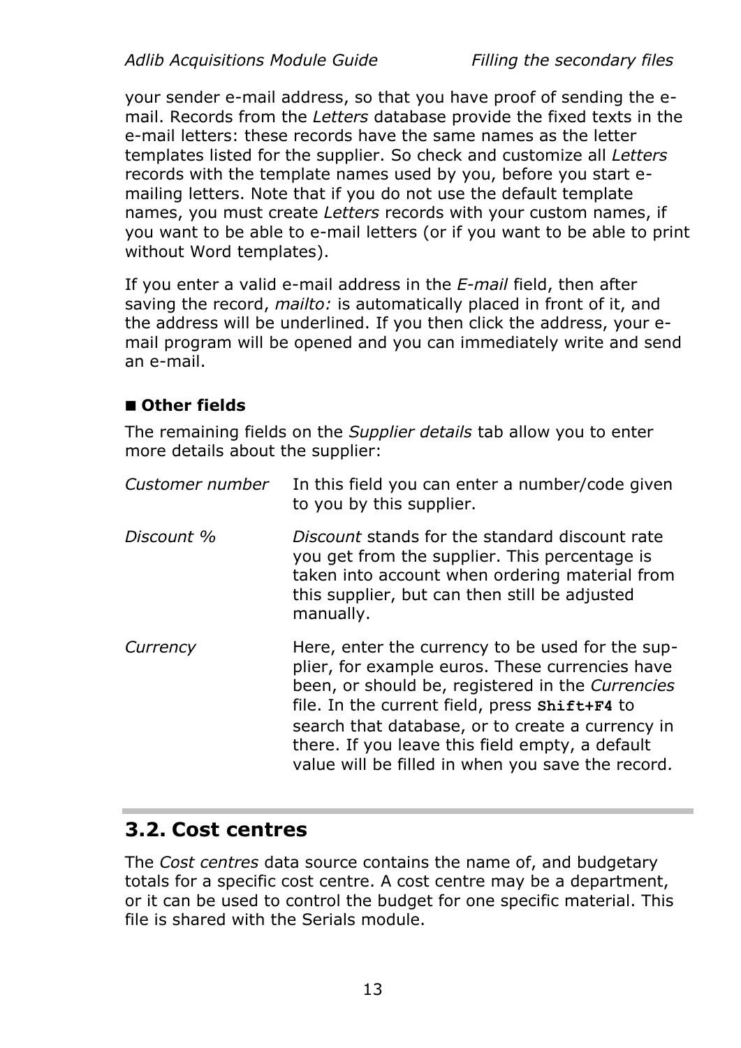your sender e-mail address, so that you have proof of sending the e-mail. Records from the *Letters* database provide the fixed texts in the e-mail letters: these records have the same names as the letter templates listed for the supplier. So check and customize all *Letters* records with the template names used by you, before you start e-mailing letters. Note that if you do not use the default template names, you must create *Letters* records with your custom names, if you want to be able to e-mail letters (or if you want to be able to print without Word templates).

If you enter a valid e-mail address in the *E-mail* field, then after saving the record, *mailto:* is automatically placed in front of it, and the address will be underlined. If you then click the address, your e-mail program will be opened and you can immediately write and send an e-mail.

#### ■ Other fields

The remaining fields on the *Supplier details* tab allow you to enter more details about the supplier:

| | |
|---|---|
| *Customer number* | In this field you can enter a number/code given to you by this supplier. |
| *Discount %* | *Discount* stands for the standard discount rate you get from the supplier. This percentage is taken into account when ordering material from this supplier, but can then still be adjusted manually. |
| *Currency* | Here, enter the currency to be used for the supplier, for example euros. These currencies have been, or should be, registered in the *Currencies* file. In the current field, press **Shift+F4** to search that database, or to create a currency in there. If you leave this field empty, a default value will be filled in when you save the record. |

## 3.2. Cost centres

The *Cost centres* data source contains the name of, and budgetary totals for a specific cost centre. A cost centre may be a department, or it can be used to control the budget for one specific material. This file is shared with the Serials module.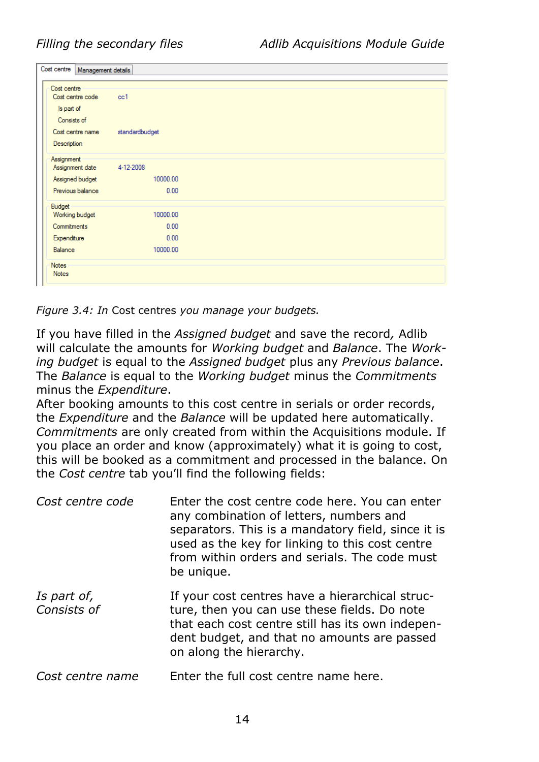*Figure 3.4: In* Cost centres *you manage your budgets.*

If you have filled in the *Assigned budget* and save the record*,* Adlib will calculate the amounts for *Working budget* and *Balance*. The *Working budget* is equal to the *Assigned budget* plus any *Previous balance*. The *Balance* is equal to the *Working budget* minus the *Commitments* minus the *Expenditure*.
After booking amounts to this cost centre in serials or order records, the *Expenditure* and the *Balance* will be updated here automatically. *Commitments* are only created from within the Acquisitions module. If you place an order and know (approximately) what it is going to cost, this will be booked as a commitment and processed in the balance. On the *Cost centre* tab you'll find the following fields:

*Cost centre code* — Enter the cost centre code here. You can enter any combination of letters, numbers and separators. This is a mandatory field, since it is used as the key for linking to this cost centre from within orders and serials. The code must be unique.

*Is part of, Consists of* — If your cost centres have a hierarchical structure, then you can use these fields. Do note that each cost centre still has its own independent budget, and that no amounts are passed on along the hierarchy.

*Cost centre name* — Enter the full cost centre name here.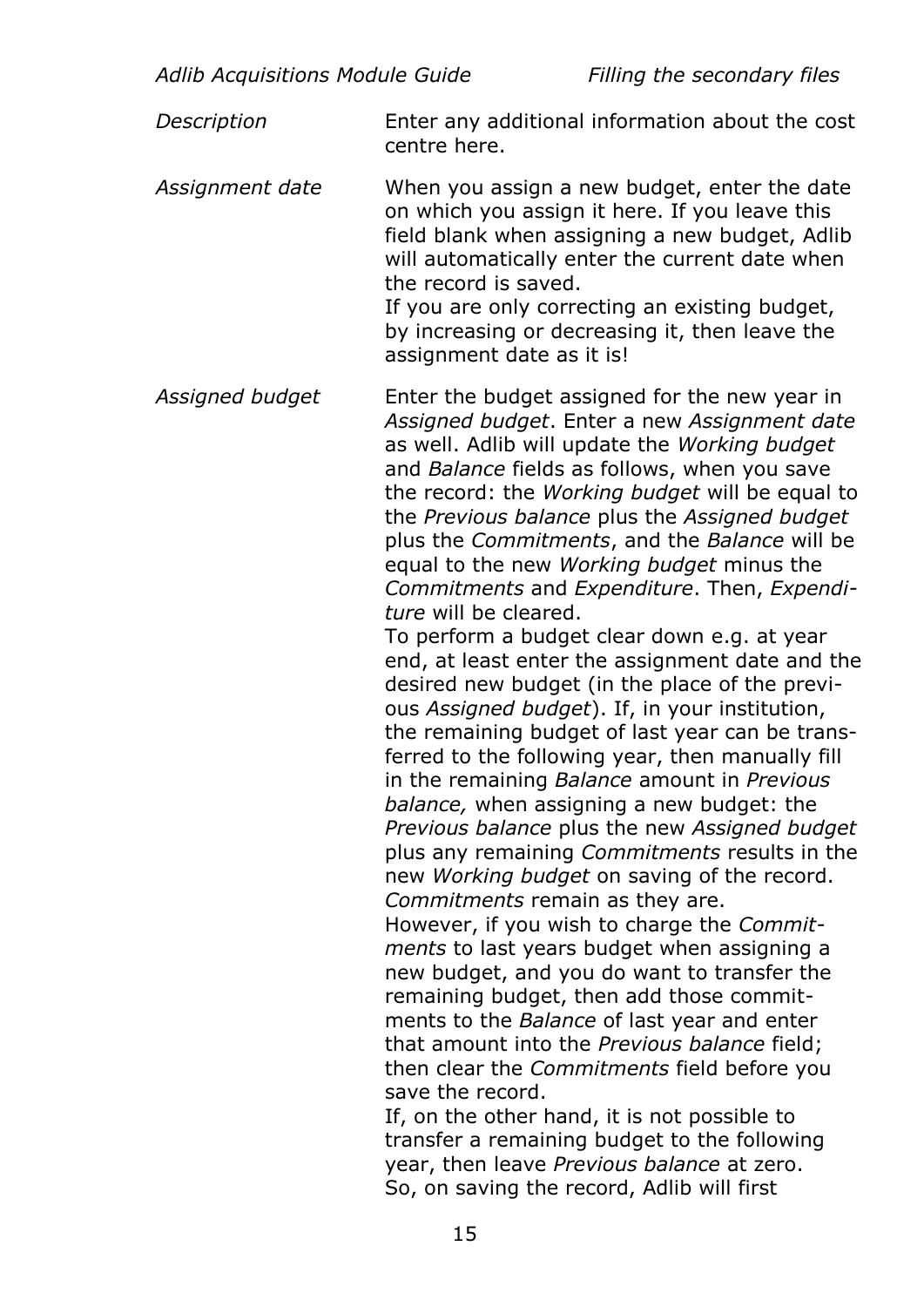*Description* — Enter any additional information about the cost centre here.

*Assignment date* — When you assign a new budget, enter the date on which you assign it here. If you leave this field blank when assigning a new budget, Adlib will automatically enter the current date when the record is saved.
If you are only correcting an existing budget, by increasing or decreasing it, then leave the assignment date as it is!

*Assigned budget* — Enter the budget assigned for the new year in *Assigned budget*. Enter a new *Assignment date* as well. Adlib will update the *Working budget* and *Balance* fields as follows, when you save the record: the *Working budget* will be equal to the *Previous balance* plus the *Assigned budget* plus the *Commitments*, and the *Balance* will be equal to the new *Working budget* minus the *Commitments* and *Expenditure*. Then, *Expenditure* will be cleared.
To perform a budget clear down e.g. at year end, at least enter the assignment date and the desired new budget (in the place of the previous *Assigned budget*). If, in your institution, the remaining budget of last year can be transferred to the following year, then manually fill in the remaining *Balance* amount in *Previous balance,* when assigning a new budget: the *Previous balance* plus the new *Assigned budget* plus any remaining *Commitments* results in the new *Working budget* on saving of the record. *Commitments* remain as they are.
However, if you wish to charge the *Commitments* to last years budget when assigning a new budget, and you do want to transfer the remaining budget, then add those commitments to the *Balance* of last year and enter that amount into the *Previous balance* field; then clear the *Commitments* field before you save the record.
If, on the other hand, it is not possible to transfer a remaining budget to the following year, then leave *Previous balance* at zero.
So, on saving the record, Adlib will first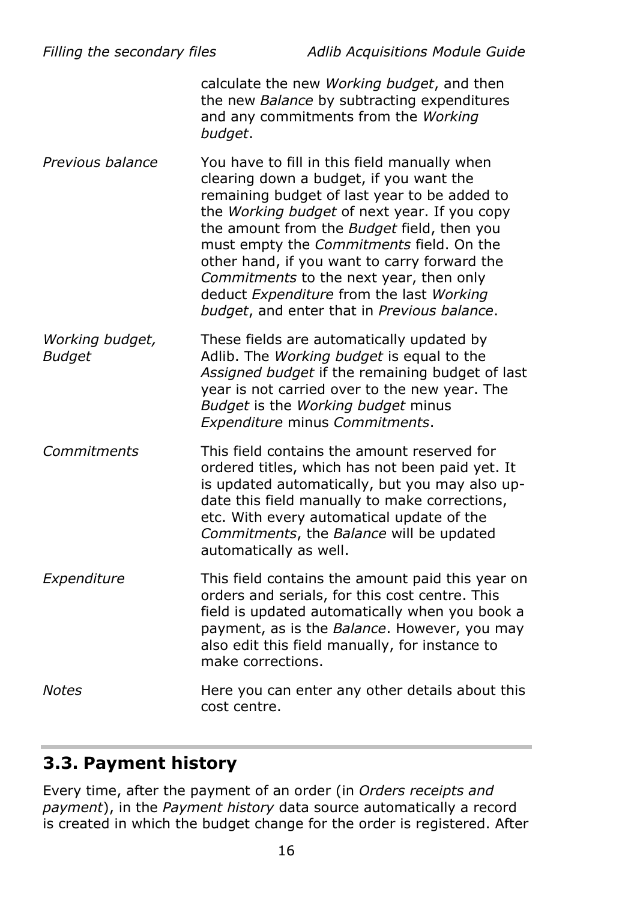calculate the new *Working budget*, and then the new *Balance* by subtracting expenditures and any commitments from the *Working budget*.

| | |
|---|---|
| *Previous balance* | You have to fill in this field manually when clearing down a budget, if you want the remaining budget of last year to be added to the *Working budget* of next year. If you copy the amount from the *Budget* field, then you must empty the *Commitments* field. On the other hand, if you want to carry forward the *Commitments* to the next year, then only deduct *Expenditure* from the last *Working budget*, and enter that in *Previous balance*. |
| *Working budget, Budget* | These fields are automatically updated by Adlib. The *Working budget* is equal to the *Assigned budget* if the remaining budget of last year is not carried over to the new year. The *Budget* is the *Working budget* minus *Expenditure* minus *Commitments*. |
| *Commitments* | This field contains the amount reserved for ordered titles, which has not been paid yet. It is updated automatically, but you may also update this field manually to make corrections, etc. With every automatical update of the *Commitments*, the *Balance* will be updated automatically as well. |
| *Expenditure* | This field contains the amount paid this year on orders and serials, for this cost centre. This field is updated automatically when you book a payment, as is the *Balance*. However, you may also edit this field manually, for instance to make corrections. |
| *Notes* | Here you can enter any other details about this cost centre. |

## 3.3. Payment history

Every time, after the payment of an order (in *Orders receipts and payment*), in the *Payment history* data source automatically a record is created in which the budget change for the order is registered. After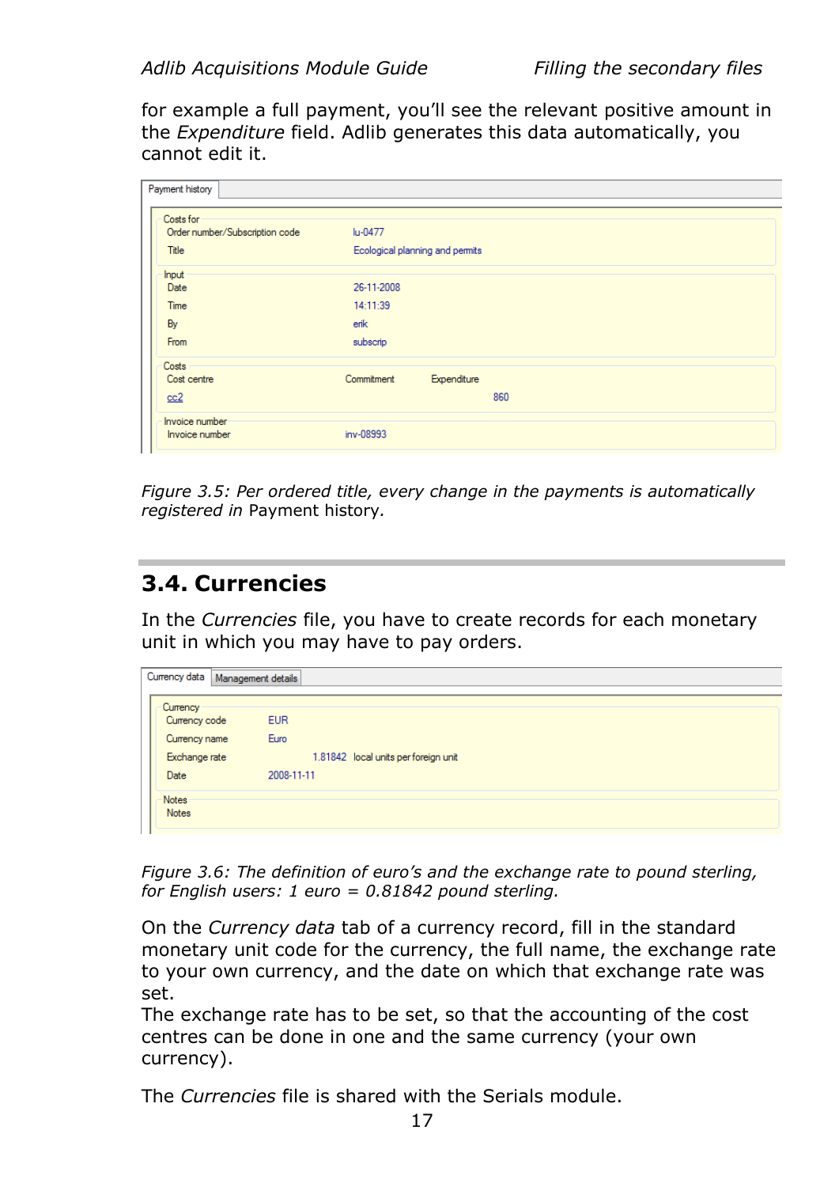for example a full payment, you'll see the relevant positive amount in the *Expenditure* field. Adlib generates this data automatically, you cannot edit it.

*Figure 3.5: Per ordered title, every change in the payments is automatically registered in* Payment history*.*

## 3.4. Currencies

In the *Currencies* file, you have to create records for each monetary unit in which you may have to pay orders.

*Figure 3.6: The definition of euro's and the exchange rate to pound sterling, for English users: 1 euro = 0.81842 pound sterling.*

On the *Currency data* tab of a currency record, fill in the standard monetary unit code for the currency, the full name, the exchange rate to your own currency, and the date on which that exchange rate was set.
The exchange rate has to be set, so that the accounting of the cost centres can be done in one and the same currency (your own currency).

The *Currencies* file is shared with the Serials module.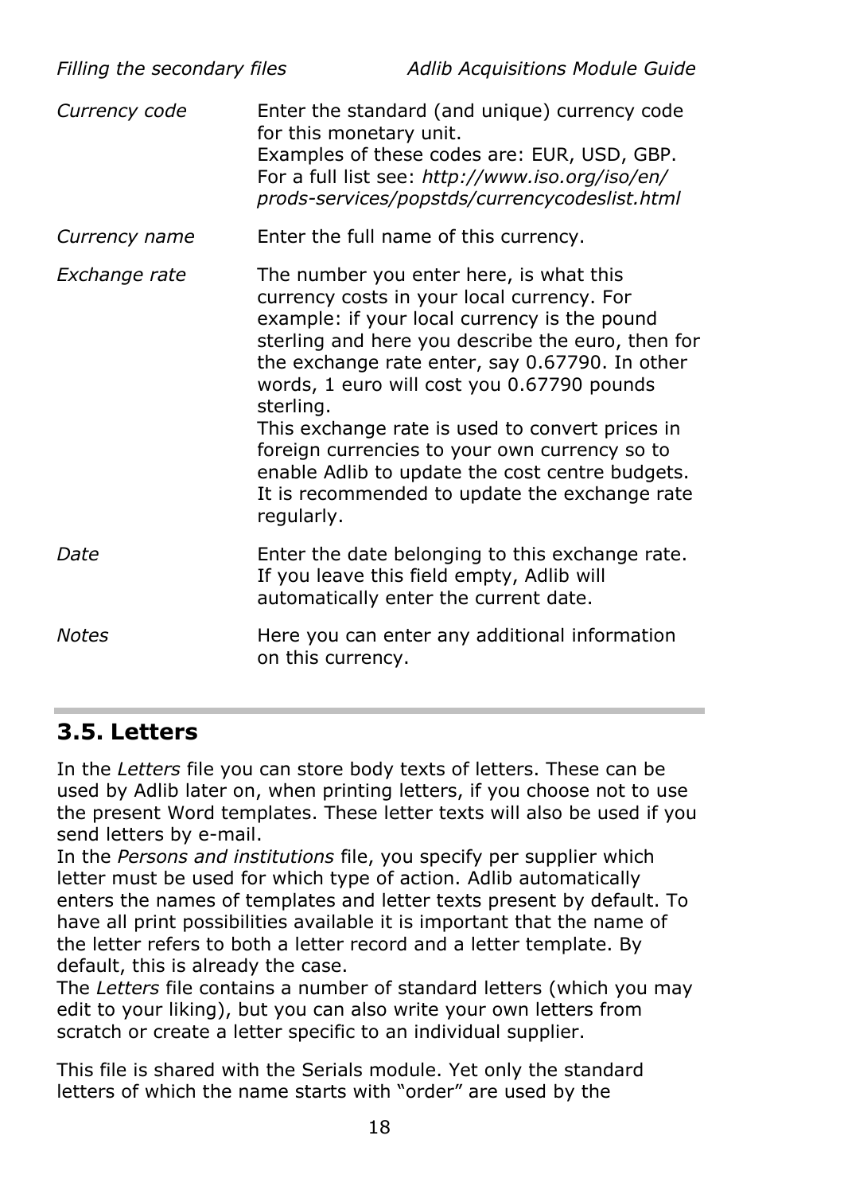| | |
|---|---|
| *Currency code* | Enter the standard (and unique) currency code for this monetary unit. Examples of these codes are: EUR, USD, GBP. For a full list see: *http://www.iso.org/iso/en/prods-services/popstds/currencycodeslist.html* |
| *Currency name* | Enter the full name of this currency. |
| *Exchange rate* | The number you enter here, is what this currency costs in your local currency. For example: if your local currency is the pound sterling and here you describe the euro, then for the exchange rate enter, say 0.67790. In other words, 1 euro will cost you 0.67790 pounds sterling. This exchange rate is used to convert prices in foreign currencies to your own currency so to enable Adlib to update the cost centre budgets. It is recommended to update the exchange rate regularly. |
| *Date* | Enter the date belonging to this exchange rate. If you leave this field empty, Adlib will automatically enter the current date. |
| *Notes* | Here you can enter any additional information on this currency. |

## 3.5. Letters

In the *Letters* file you can store body texts of letters. These can be used by Adlib later on, when printing letters, if you choose not to use the present Word templates. These letter texts will also be used if you send letters by e-mail.
In the *Persons and institutions* file, you specify per supplier which letter must be used for which type of action. Adlib automatically enters the names of templates and letter texts present by default. To have all print possibilities available it is important that the name of the letter refers to both a letter record and a letter template. By default, this is already the case.
The *Letters* file contains a number of standard letters (which you may edit to your liking), but you can also write your own letters from scratch or create a letter specific to an individual supplier.

This file is shared with the Serials module. Yet only the standard letters of which the name starts with "order" are used by the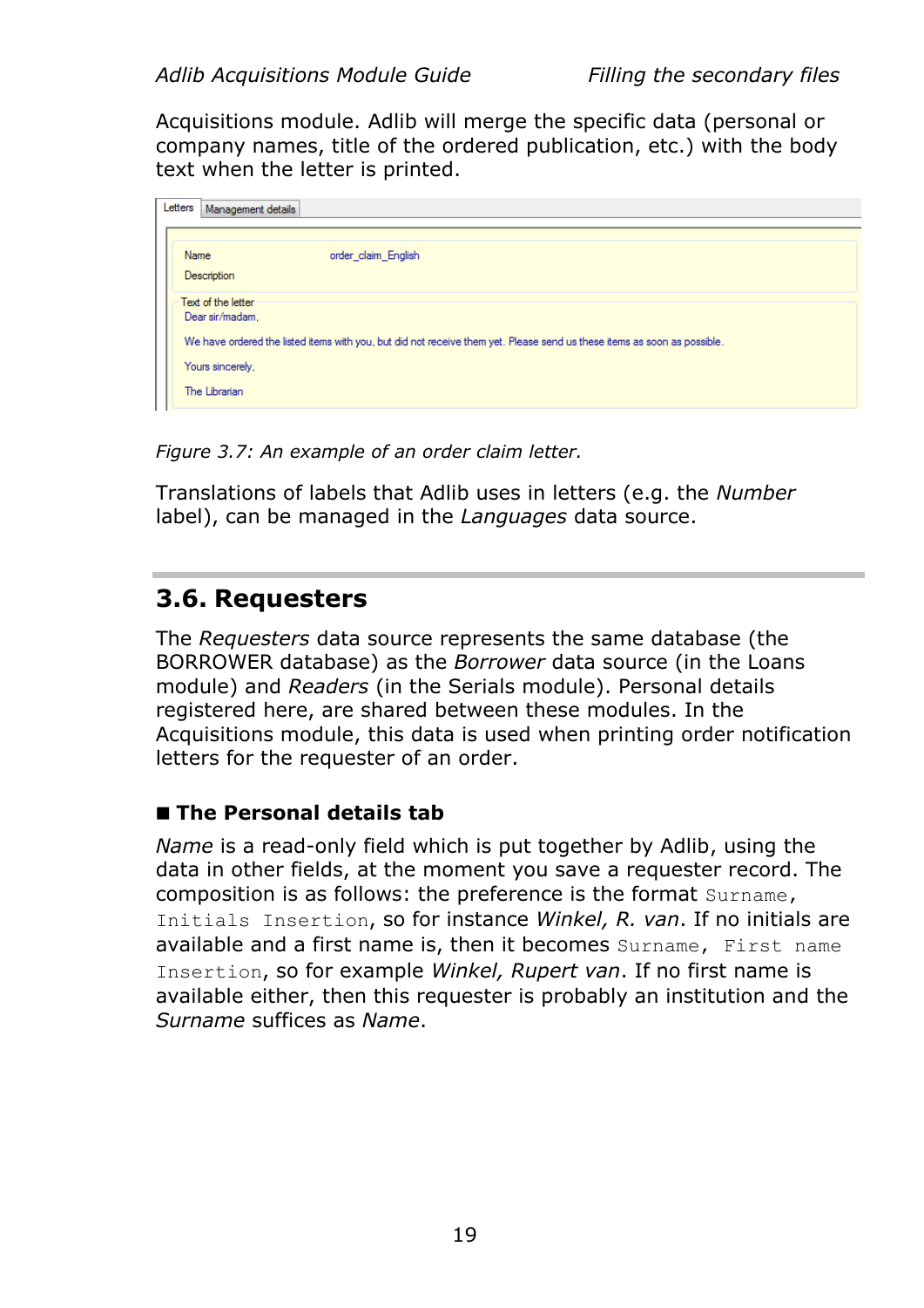Acquisitions module. Adlib will merge the specific data (personal or company names, title of the ordered publication, etc.) with the body text when the letter is printed.

*Figure 3.7: An example of an order claim letter.*

Translations of labels that Adlib uses in letters (e.g. the *Number* label), can be managed in the *Languages* data source.

## 3.6. Requesters

The *Requesters* data source represents the same database (the BORROWER database) as the *Borrower* data source (in the Loans module) and *Readers* (in the Serials module). Personal details registered here, are shared between these modules. In the Acquisitions module, this data is used when printing order notification letters for the requester of an order.

### ■ The Personal details tab

*Name* is a read-only field which is put together by Adlib, using the data in other fields, at the moment you save a requester record. The composition is as follows: the preference is the format `Surname, Initials Insertion`, so for instance *Winkel, R. van*. If no initials are available and a first name is, then it becomes `Surname, First name Insertion`, so for example *Winkel, Rupert van*. If no first name is available either, then this requester is probably an institution and the *Surname* suffices as *Name*.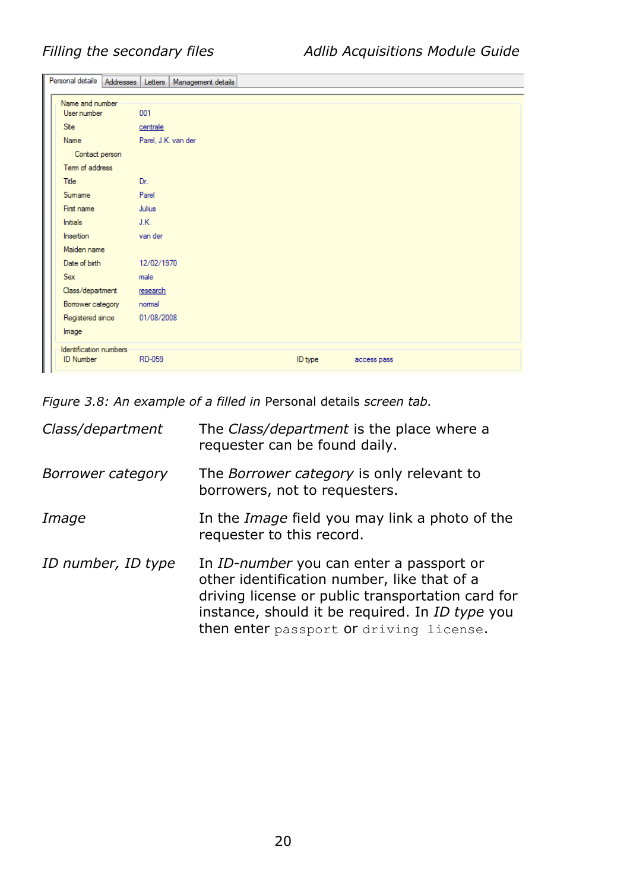*Figure 3.8: An example of a filled in* Personal details *screen tab.*

| | |
|---|---|
| *Class/department* | The *Class/department* is the place where a requester can be found daily. |
| *Borrower category* | The *Borrower category* is only relevant to borrowers, not to requesters. |
| *Image* | In the *Image* field you may link a photo of the requester to this record. |
| *ID number, ID type* | In *ID-number* you can enter a passport or other identification number, like that of a driving license or public transportation card for instance, should it be required. In *ID type* you then enter `passport` or `driving license`. |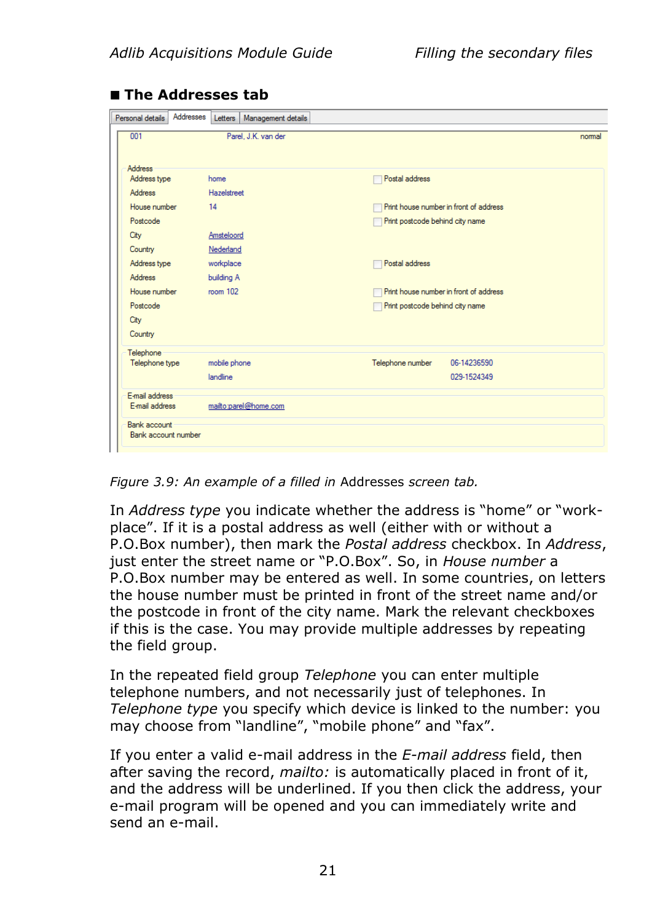## ■ The Addresses tab

Figure 3.9: An example of a filled in Addresses screen tab.

In *Address type* you indicate whether the address is "home" or "work-place". If it is a postal address as well (either with or without a P.O.Box number), then mark the *Postal address* checkbox. In *Address*, just enter the street name or "P.O.Box". So, in *House number* a P.O.Box number may be entered as well. In some countries, on letters the house number must be printed in front of the street name and/or the postcode in front of the city name. Mark the relevant checkboxes if this is the case. You may provide multiple addresses by repeating the field group.

In the repeated field group *Telephone* you can enter multiple telephone numbers, and not necessarily just of telephones. In *Telephone type* you specify which device is linked to the number: you may choose from "landline", "mobile phone" and "fax".

If you enter a valid e-mail address in the *E-mail address* field, then after saving the record, *mailto:* is automatically placed in front of it, and the address will be underlined. If you then click the address, your e-mail program will be opened and you can immediately write and send an e-mail.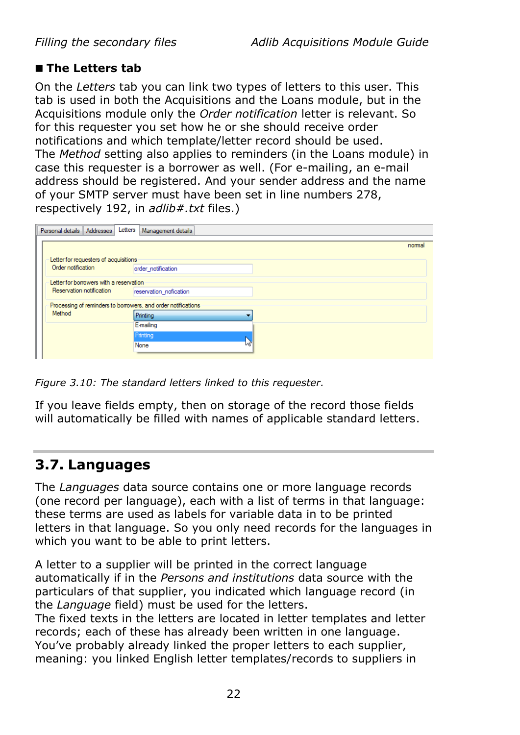## ■ The Letters tab

On the *Letters* tab you can link two types of letters to this user. This tab is used in both the Acquisitions and the Loans module, but in the Acquisitions module only the *Order notification* letter is relevant. So for this requester you set how he or she should receive order notifications and which template/letter record should be used. The *Method* setting also applies to reminders (in the Loans module) in case this requester is a borrower as well. (For e-mailing, an e-mail address should be registered. And your sender address and the name of your SMTP server must have been set in line numbers 278, respectively 192, in *adlib#.txt* files.)

*Figure 3.10: The standard letters linked to this requester.*

If you leave fields empty, then on storage of the record those fields will automatically be filled with names of applicable standard letters.

## 3.7. Languages

The *Languages* data source contains one or more language records (one record per language), each with a list of terms in that language: these terms are used as labels for variable data in to be printed letters in that language. So you only need records for the languages in which you want to be able to print letters.

A letter to a supplier will be printed in the correct language automatically if in the *Persons and institutions* data source with the particulars of that supplier, you indicated which language record (in the *Language* field) must be used for the letters.
The fixed texts in the letters are located in letter templates and letter records; each of these has already been written in one language. You've probably already linked the proper letters to each supplier, meaning: you linked English letter templates/records to suppliers in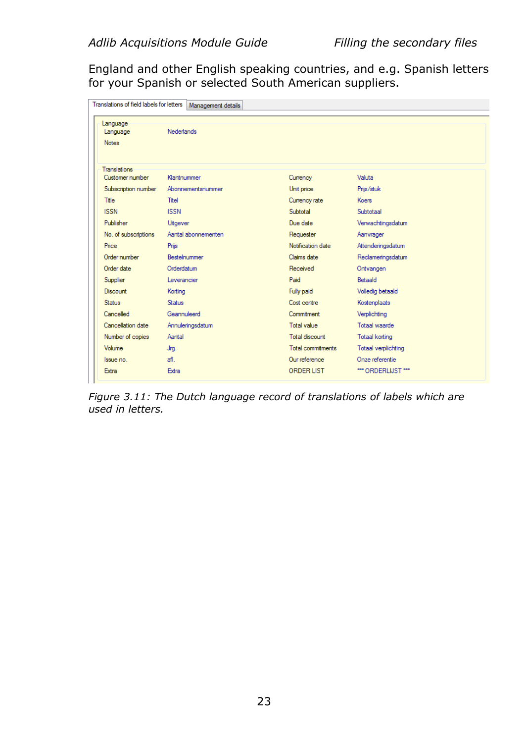England and other English speaking countries, and e.g. Spanish letters for your Spanish or selected South American suppliers.

| Translations of field labels for letters | Management details | | |
|---|---|---|---|
| **Language** | | | |
| Language | Nederlands | | |
| Notes | | | |
| **Translations** | | | |
| Customer number | Klantnummer | Currency | Valuta |
| Subscription number | Abonnementsnummer | Unit price | Prijs/stuk |
| Title | Titel | Currency rate | Koers |
| ISSN | ISSN | Subtotal | Subtotaal |
| Publisher | Uitgever | Due date | Verwachtingsdatum |
| No. of subscriptions | Aantal abonnementen | Requester | Aanvrager |
| Price | Prijs | Notification date | Attenderingsdatum |
| Order number | Bestelnummer | Claims date | Reclameringsdatum |
| Order date | Orderdatum | Received | Ontvangen |
| Supplier | Leverancier | Paid | Betaald |
| Discount | Korting | Fully paid | Volledig betaald |
| Status | Status | Cost centre | Kostenplaats |
| Cancelled | Geannuleerd | Commitment | Verplichting |
| Cancellation date | Annuleringsdatum | Total value | Totaal waarde |
| Number of copies | Aantal | Total discount | Totaal korting |
| Volume | Jrg. | Total commitments | Totaal verplichting |
| Issue no. | afl. | Our reference | Onze referentie |
| Extra | Extra | ORDER LIST | *** ORDERLIJST *** |

*Figure 3.11: The Dutch language record of translations of labels which are used in letters.*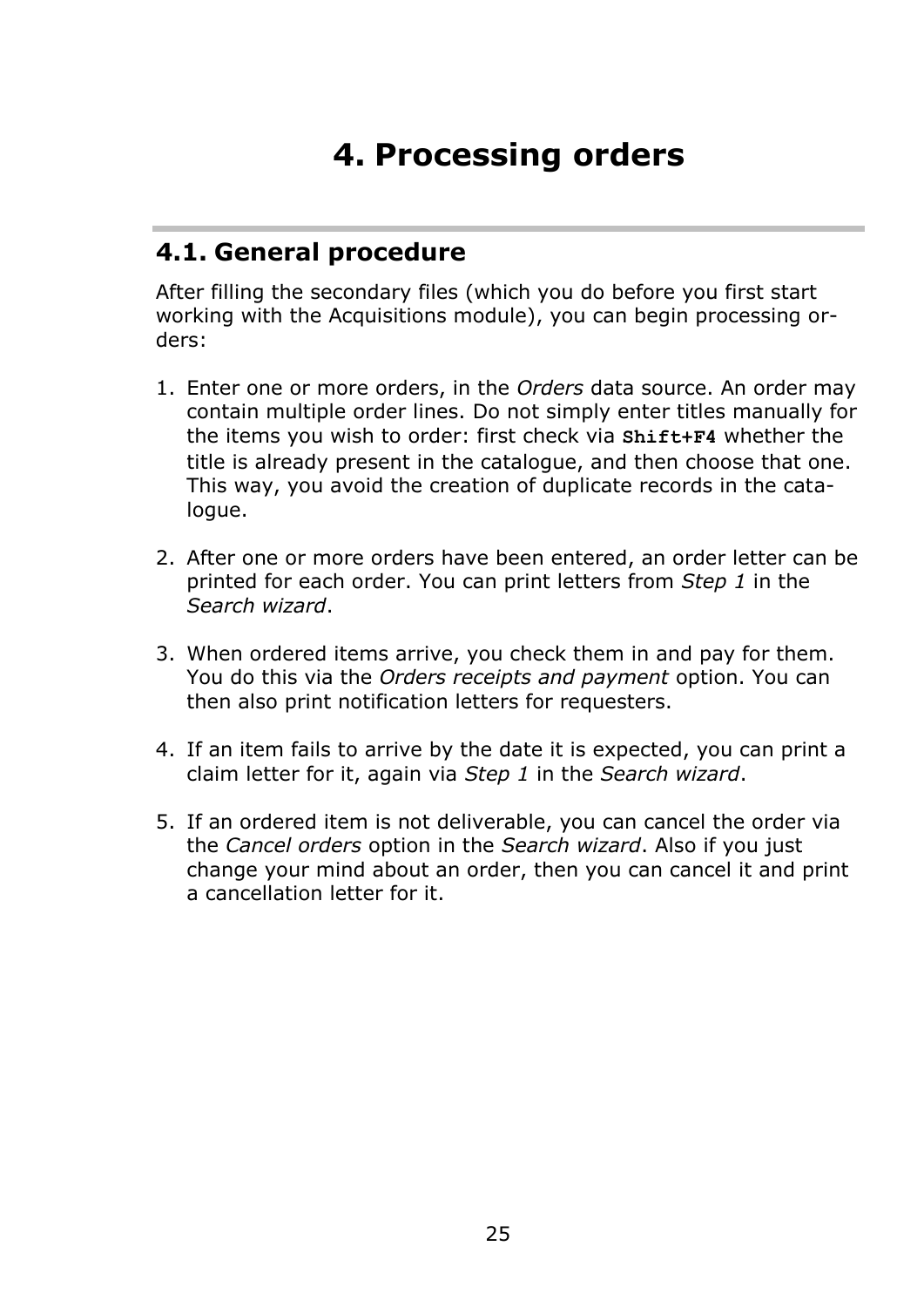# 4. Processing orders

## 4.1. General procedure

After filling the secondary files (which you do before you first start working with the Acquisitions module), you can begin processing orders:

1. Enter one or more orders, in the *Orders* data source. An order may contain multiple order lines. Do not simply enter titles manually for the items you wish to order: first check via **`Shift+F4`** whether the title is already present in the catalogue, and then choose that one. This way, you avoid the creation of duplicate records in the catalogue.

2. After one or more orders have been entered, an order letter can be printed for each order. You can print letters from *Step 1* in the *Search wizard*.

3. When ordered items arrive, you check them in and pay for them. You do this via the *Orders receipts and payment* option. You can then also print notification letters for requesters.

4. If an item fails to arrive by the date it is expected, you can print a claim letter for it, again via *Step 1* in the *Search wizard*.

5. If an ordered item is not deliverable, you can cancel the order via the *Cancel orders* option in the *Search wizard*. Also if you just change your mind about an order, then you can cancel it and print a cancellation letter for it.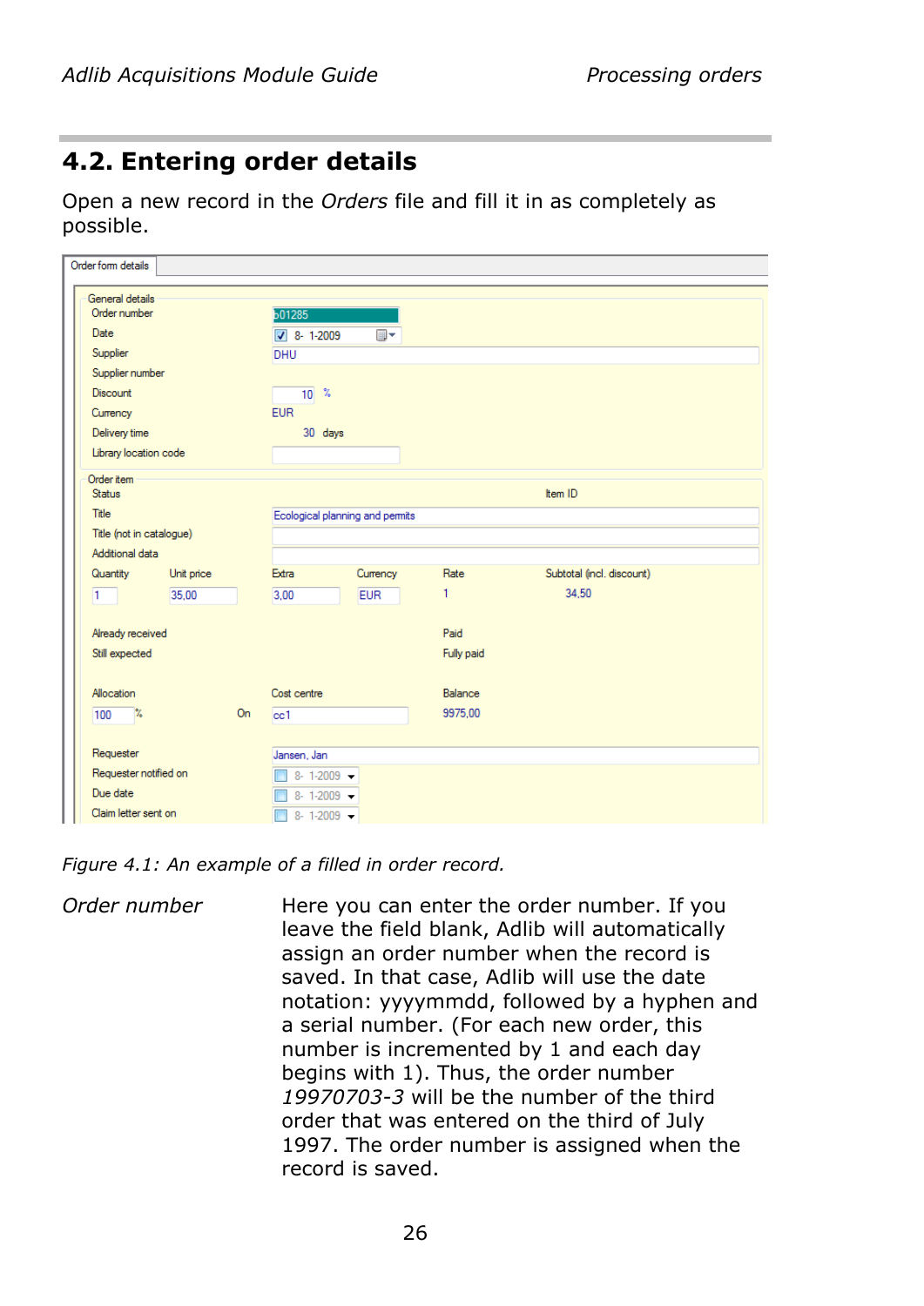## 4.2. Entering order details

Open a new record in the *Orders* file and fill it in as completely as possible.

*Figure 4.1: An example of a filled in order record.*

*Order number* Here you can enter the order number. If you leave the field blank, Adlib will automatically assign an order number when the record is saved. In that case, Adlib will use the date notation: yyyymmdd, followed by a hyphen and a serial number. (For each new order, this number is incremented by 1 and each day begins with 1). Thus, the order number *19970703-3* will be the number of the third order that was entered on the third of July 1997. The order number is assigned when the record is saved.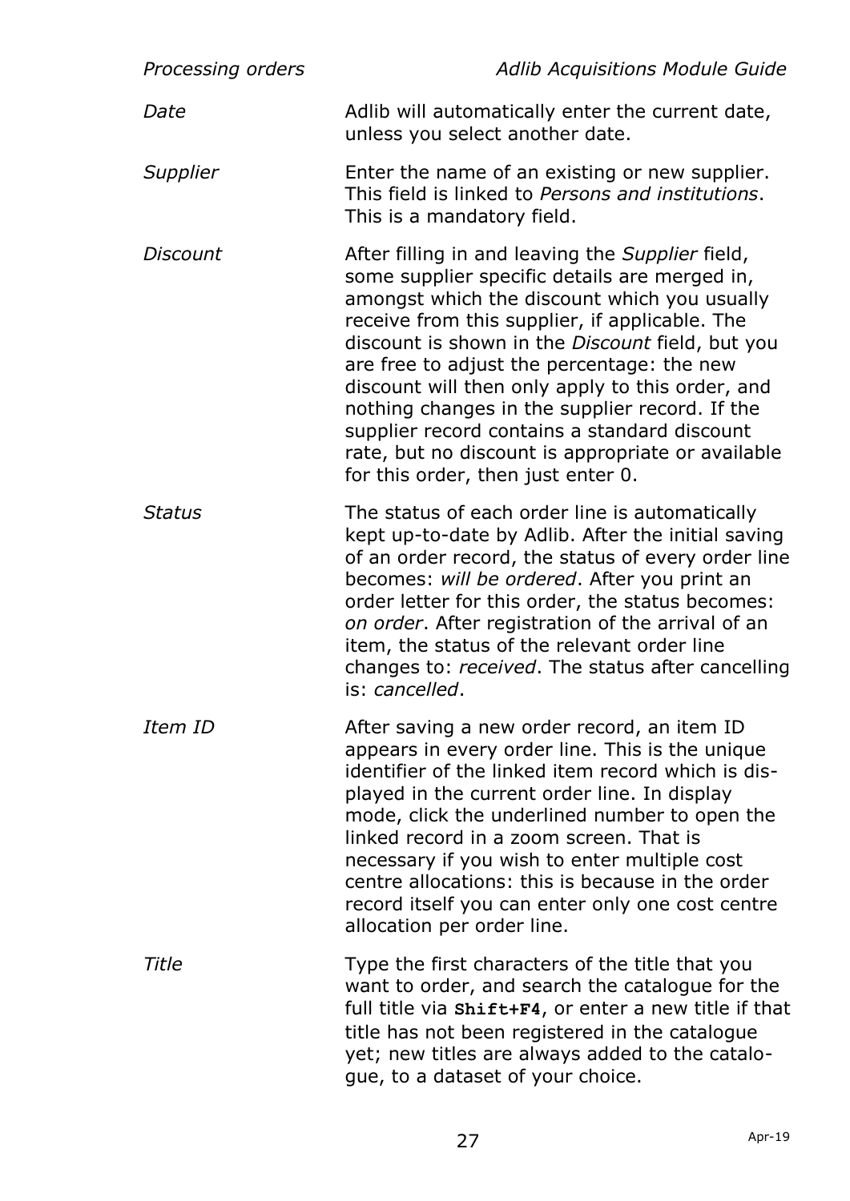*Date*

Adlib will automatically enter the current date, unless you select another date.

*Supplier*

Enter the name of an existing or new supplier. This field is linked to *Persons and institutions*. This is a mandatory field.

*Discount*

After filling in and leaving the *Supplier* field, some supplier specific details are merged in, amongst which the discount which you usually receive from this supplier, if applicable. The discount is shown in the *Discount* field, but you are free to adjust the percentage: the new discount will then only apply to this order, and nothing changes in the supplier record. If the supplier record contains a standard discount rate, but no discount is appropriate or available for this order, then just enter 0.

*Status*

The status of each order line is automatically kept up-to-date by Adlib. After the initial saving of an order record, the status of every order line becomes: *will be ordered*. After you print an order letter for this order, the status becomes: *on order*. After registration of the arrival of an item, the status of the relevant order line changes to: *received*. The status after cancelling is: *cancelled*.

*Item ID*

After saving a new order record, an item ID appears in every order line. This is the unique identifier of the linked item record which is displayed in the current order line. In display mode, click the underlined number to open the linked record in a zoom screen. That is necessary if you wish to enter multiple cost centre allocations: this is because in the order record itself you can enter only one cost centre allocation per order line.

*Title*

Type the first characters of the title that you want to order, and search the catalogue for the full title via **Shift+F4**, or enter a new title if that title has not been registered in the catalogue yet; new titles are always added to the catalogue, to a dataset of your choice.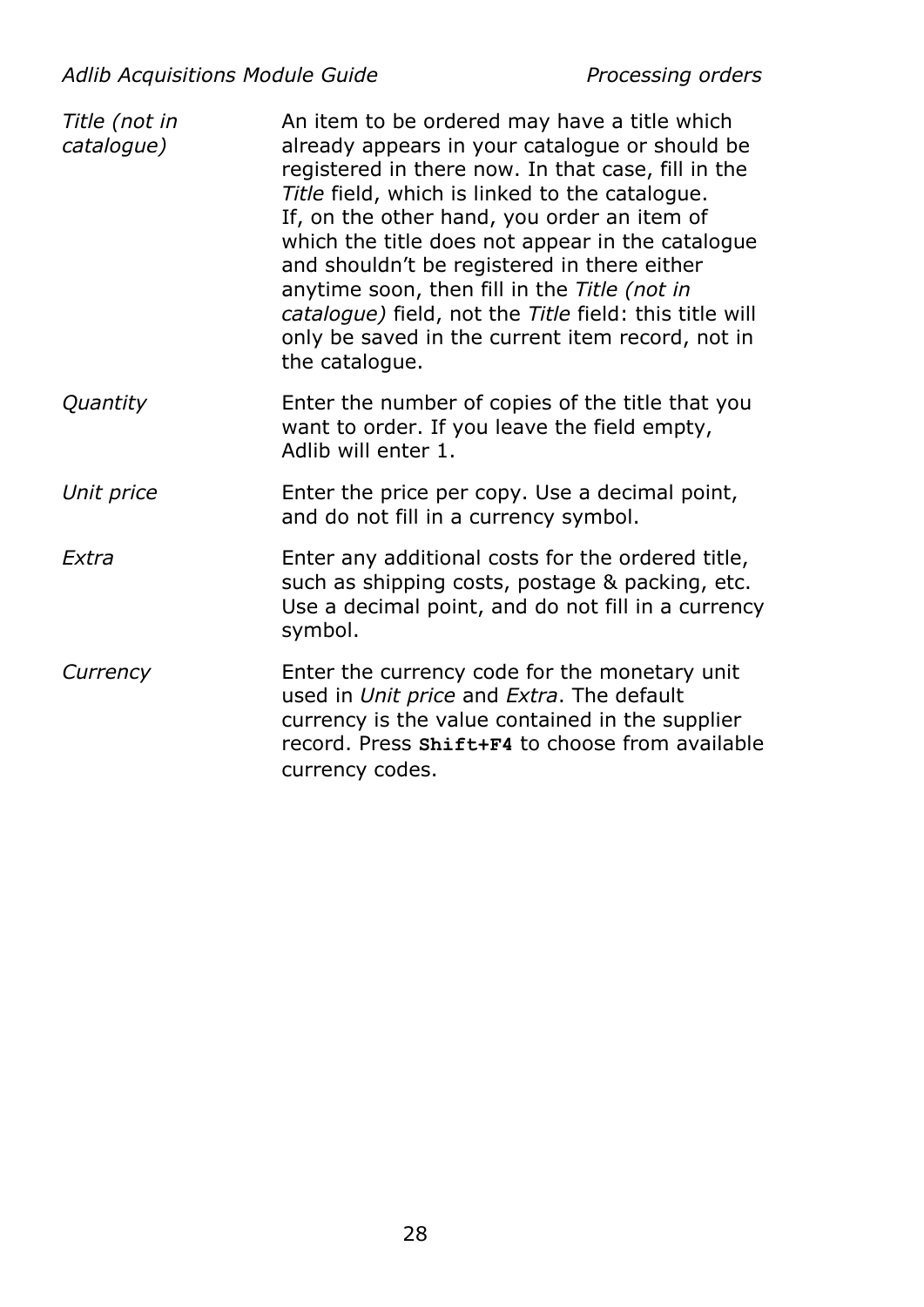| | |
|---|---|
| *Title (not in catalogue)* | An item to be ordered may have a title which already appears in your catalogue or should be registered in there now. In that case, fill in the *Title* field, which is linked to the catalogue. If, on the other hand, you order an item of which the title does not appear in the catalogue and shouldn't be registered in there either anytime soon, then fill in the *Title (not in catalogue)* field, not the *Title* field: this title will only be saved in the current item record, not in the catalogue. |
| *Quantity* | Enter the number of copies of the title that you want to order. If you leave the field empty, Adlib will enter 1. |
| *Unit price* | Enter the price per copy. Use a decimal point, and do not fill in a currency symbol. |
| *Extra* | Enter any additional costs for the ordered title, such as shipping costs, postage & packing, etc. Use a decimal point, and do not fill in a currency symbol. |
| *Currency* | Enter the currency code for the monetary unit used in *Unit price* and *Extra*. The default currency is the value contained in the supplier record. Press **Shift+F4** to choose from available currency codes. |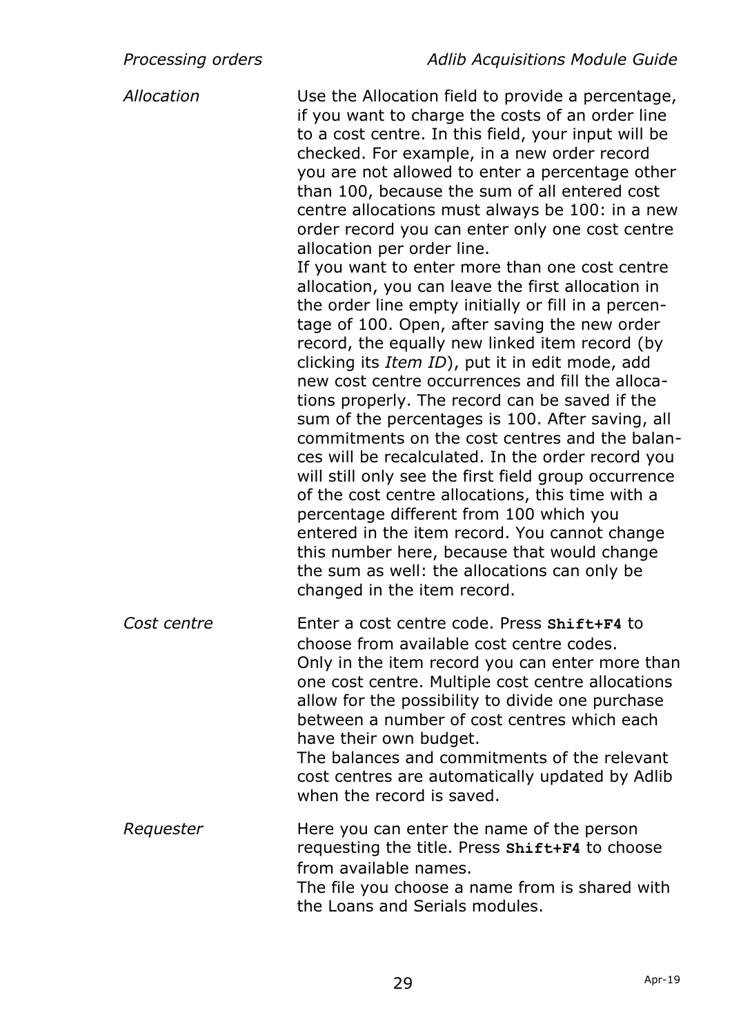*Allocation*

Use the Allocation field to provide a percentage, if you want to charge the costs of an order line to a cost centre. In this field, your input will be checked. For example, in a new order record you are not allowed to enter a percentage other than 100, because the sum of all entered cost centre allocations must always be 100: in a new order record you can enter only one cost centre allocation per order line.
If you want to enter more than one cost centre allocation, you can leave the first allocation in the order line empty initially or fill in a percentage of 100. Open, after saving the new order record, the equally new linked item record (by clicking its *Item ID*), put it in edit mode, add new cost centre occurrences and fill the allocations properly. The record can be saved if the sum of the percentages is 100. After saving, all commitments on the cost centres and the balances will be recalculated. In the order record you will still only see the first field group occurrence of the cost centre allocations, this time with a percentage different from 100 which you entered in the item record. You cannot change this number here, because that would change the sum as well: the allocations can only be changed in the item record.

*Cost centre*

Enter a cost centre code. Press **Shift+F4** to choose from available cost centre codes.
Only in the item record you can enter more than one cost centre. Multiple cost centre allocations allow for the possibility to divide one purchase between a number of cost centres which each have their own budget.
The balances and commitments of the relevant cost centres are automatically updated by Adlib when the record is saved.

*Requester*

Here you can enter the name of the person requesting the title. Press **Shift+F4** to choose from available names.
The file you choose a name from is shared with the Loans and Serials modules.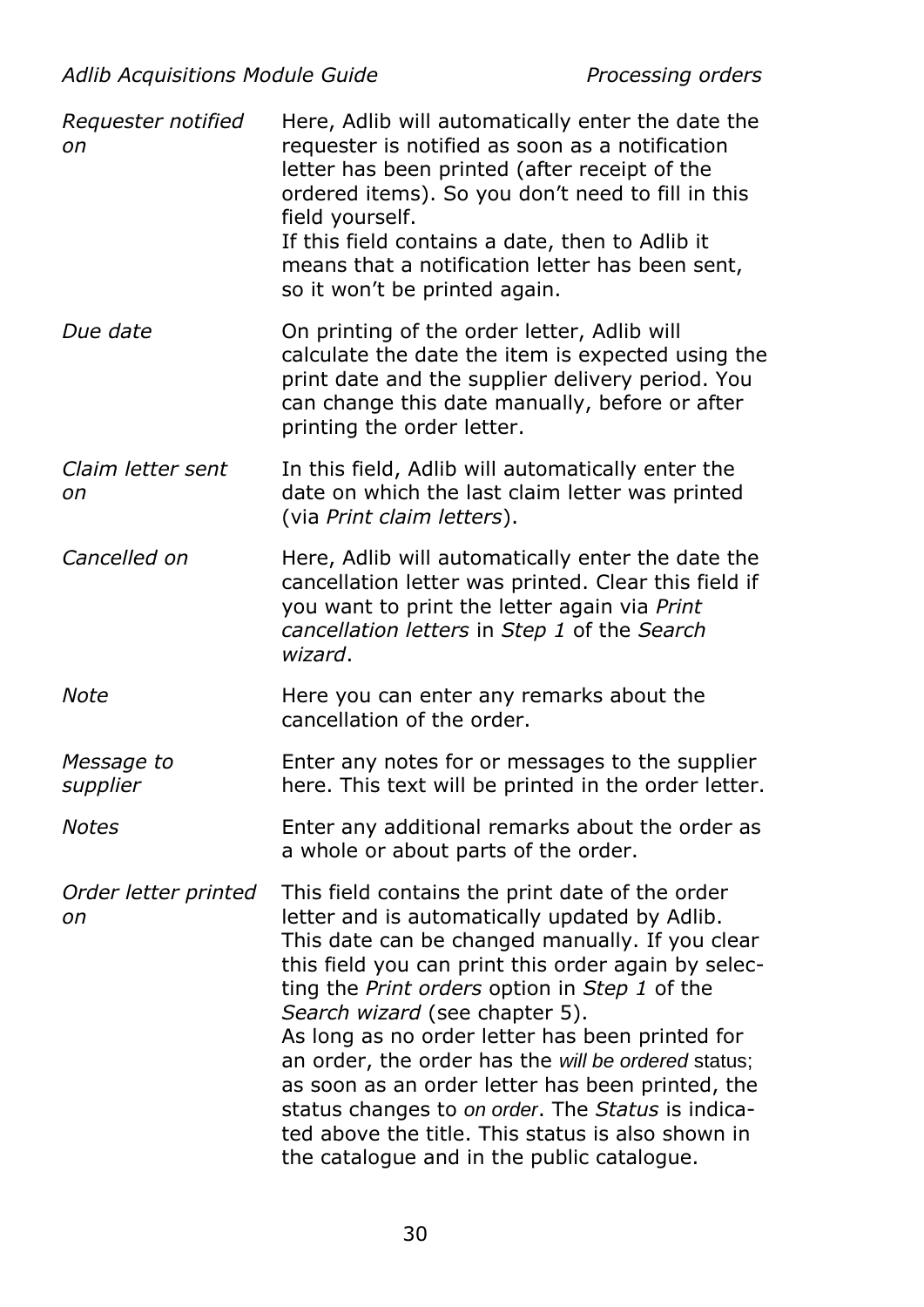| | |
|---|---|
| *Requester notified on* | Here, Adlib will automatically enter the date the requester is notified as soon as a notification letter has been printed (after receipt of the ordered items). So you don't need to fill in this field yourself.<br>If this field contains a date, then to Adlib it means that a notification letter has been sent, so it won't be printed again. |
| *Due date* | On printing of the order letter, Adlib will calculate the date the item is expected using the print date and the supplier delivery period. You can change this date manually, before or after printing the order letter. |
| *Claim letter sent on* | In this field, Adlib will automatically enter the date on which the last claim letter was printed (via *Print claim letters*). |
| *Cancelled on* | Here, Adlib will automatically enter the date the cancellation letter was printed. Clear this field if you want to print the letter again via *Print cancellation letters* in *Step 1* of the *Search wizard*. |
| *Note* | Here you can enter any remarks about the cancellation of the order. |
| *Message to supplier* | Enter any notes for or messages to the supplier here. This text will be printed in the order letter. |
| *Notes* | Enter any additional remarks about the order as a whole or about parts of the order. |
| *Order letter printed on* | This field contains the print date of the order letter and is automatically updated by Adlib. This date can be changed manually. If you clear this field you can print this order again by selecting the *Print orders* option in *Step 1* of the *Search wizard* (see chapter 5).<br>As long as no order letter has been printed for an order, the order has the *will be ordered* status; as soon as an order letter has been printed, the status changes to *on order*. The *Status* is indicated above the title. This status is also shown in the catalogue and in the public catalogue. |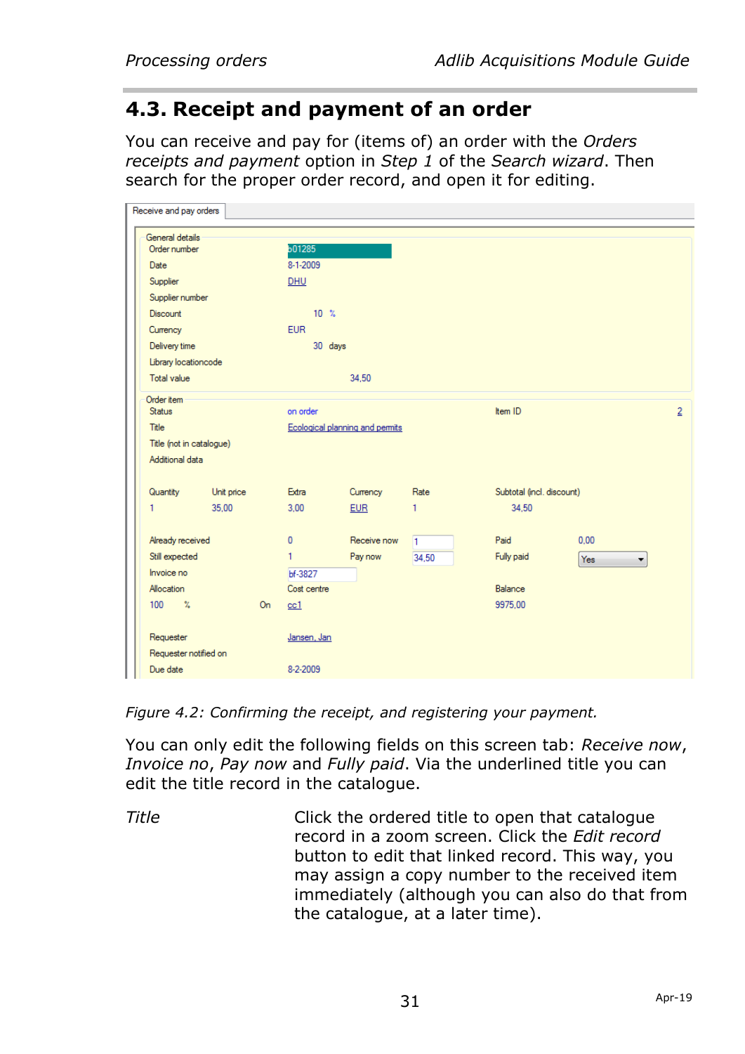## 4.3. Receipt and payment of an order

You can receive and pay for (items of) an order with the *Orders receipts and payment* option in *Step 1* of the *Search wizard*. Then search for the proper order record, and open it for editing.

*Figure 4.2: Confirming the receipt, and registering your payment.*

You can only edit the following fields on this screen tab: *Receive now*, *Invoice no*, *Pay now* and *Fully paid*. Via the underlined title you can edit the title record in the catalogue.

*Title*

Click the ordered title to open that catalogue record in a zoom screen. Click the *Edit record* button to edit that linked record. This way, you may assign a copy number to the received item immediately (although you can also do that from the catalogue, at a later time).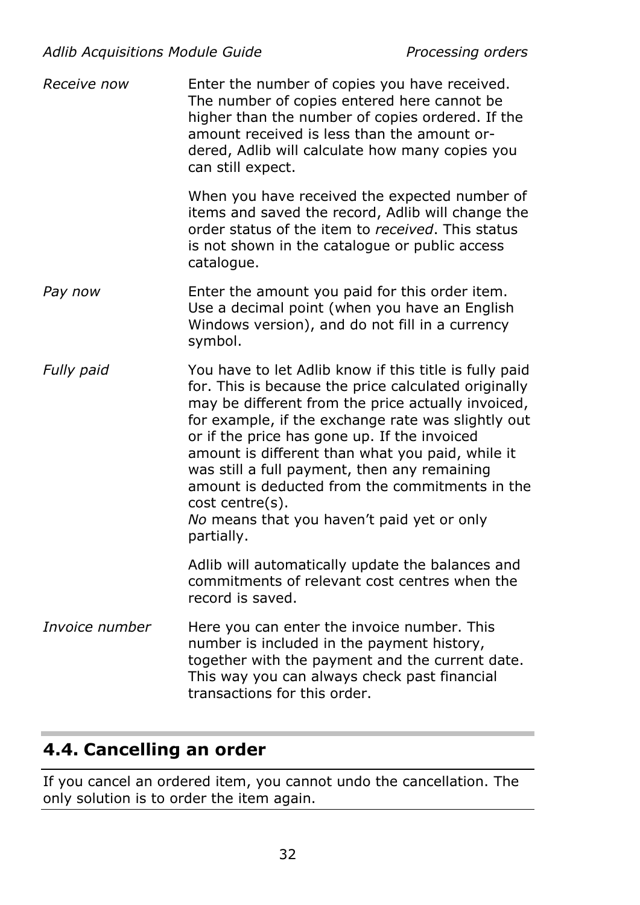*Receive now*

Enter the number of copies you have received. The number of copies entered here cannot be higher than the number of copies ordered. If the amount received is less than the amount ordered, Adlib will calculate how many copies you can still expect.

When you have received the expected number of items and saved the record, Adlib will change the order status of the item to *received*. This status is not shown in the catalogue or public access catalogue.

*Pay now*

Enter the amount you paid for this order item. Use a decimal point (when you have an English Windows version), and do not fill in a currency symbol.

*Fully paid*

You have to let Adlib know if this title is fully paid for. This is because the price calculated originally may be different from the price actually invoiced, for example, if the exchange rate was slightly out or if the price has gone up. If the invoiced amount is different than what you paid, while it was still a full payment, then any remaining amount is deducted from the commitments in the cost centre(s).
*No* means that you haven't paid yet or only partially.

Adlib will automatically update the balances and commitments of relevant cost centres when the record is saved.

*Invoice number*

Here you can enter the invoice number. This number is included in the payment history, together with the payment and the current date. This way you can always check past financial transactions for this order.

## 4.4. Cancelling an order

If you cancel an ordered item, you cannot undo the cancellation. The only solution is to order the item again.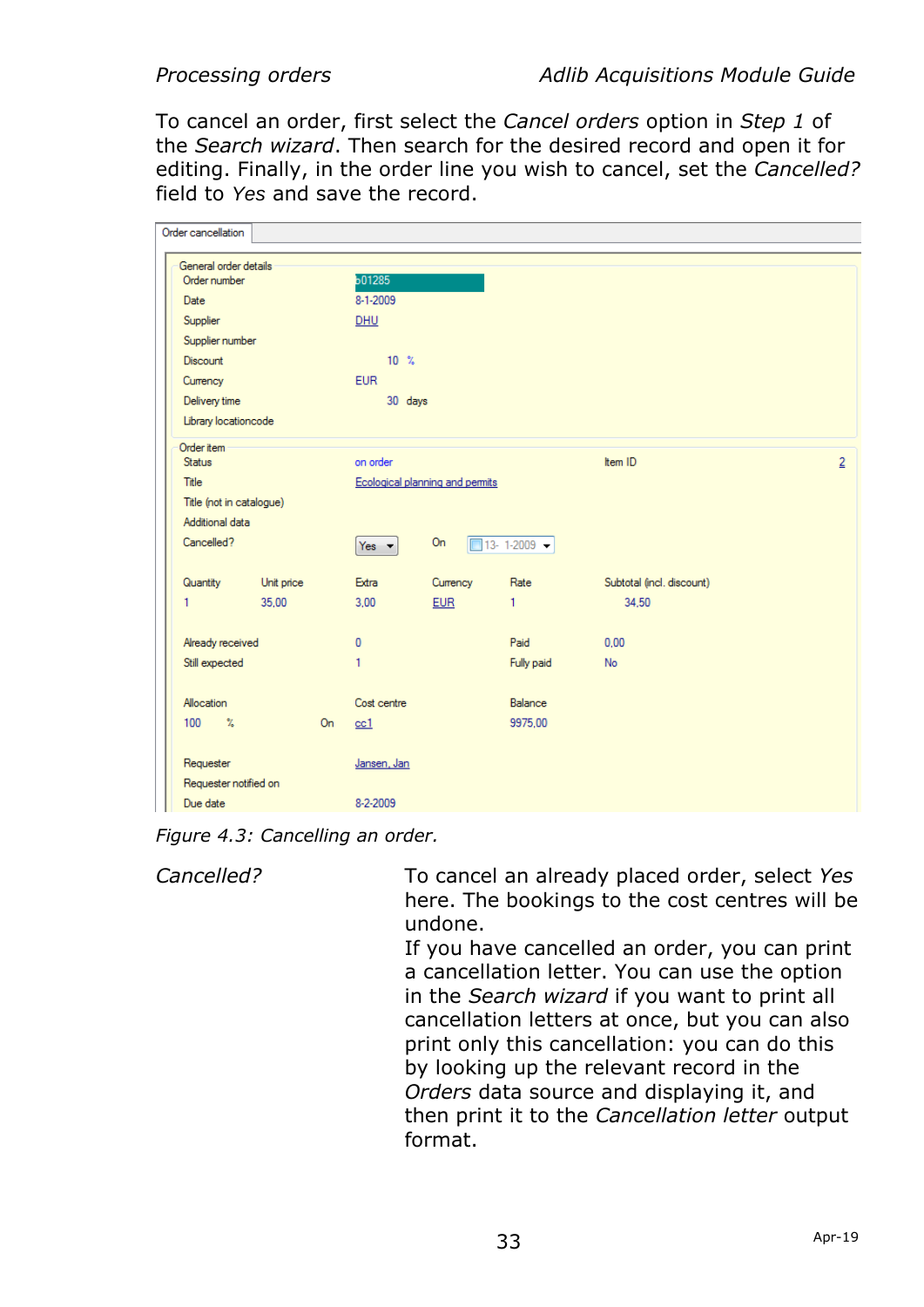To cancel an order, first select the *Cancel orders* option in *Step 1* of the *Search wizard*. Then search for the desired record and open it for editing. Finally, in the order line you wish to cancel, set the *Cancelled?* field to *Yes* and save the record.

*Figure 4.3: Cancelling an order.*

| | |
|---|---|
| *Cancelled?* | To cancel an already placed order, select *Yes* here. The bookings to the cost centres will be undone. If you have cancelled an order, you can print a cancellation letter. You can use the option in the *Search wizard* if you want to print all cancellation letters at once, but you can also print only this cancellation: you can do this by looking up the relevant record in the *Orders* data source and displaying it, and then print it to the *Cancellation letter* output format. |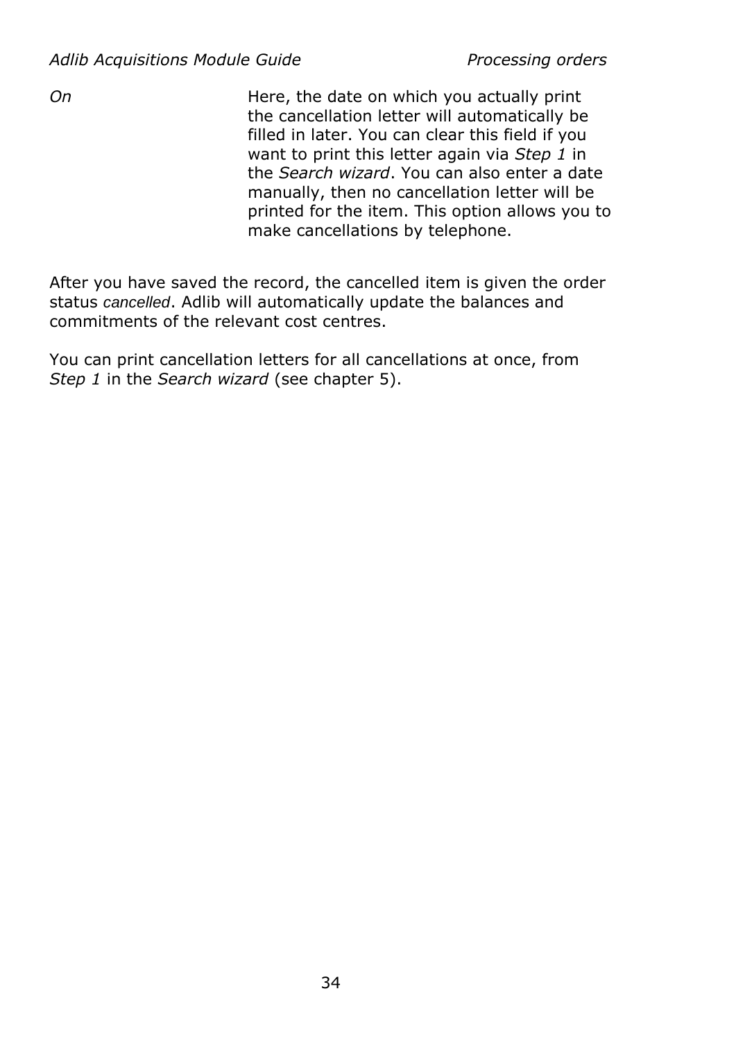*On* Here, the date on which you actually print the cancellation letter will automatically be filled in later. You can clear this field if you want to print this letter again via *Step 1* in the *Search wizard*. You can also enter a date manually, then no cancellation letter will be printed for the item. This option allows you to make cancellations by telephone.

After you have saved the record, the cancelled item is given the order status *cancelled*. Adlib will automatically update the balances and commitments of the relevant cost centres.

You can print cancellation letters for all cancellations at once, from *Step 1* in the *Search wizard* (see chapter 5).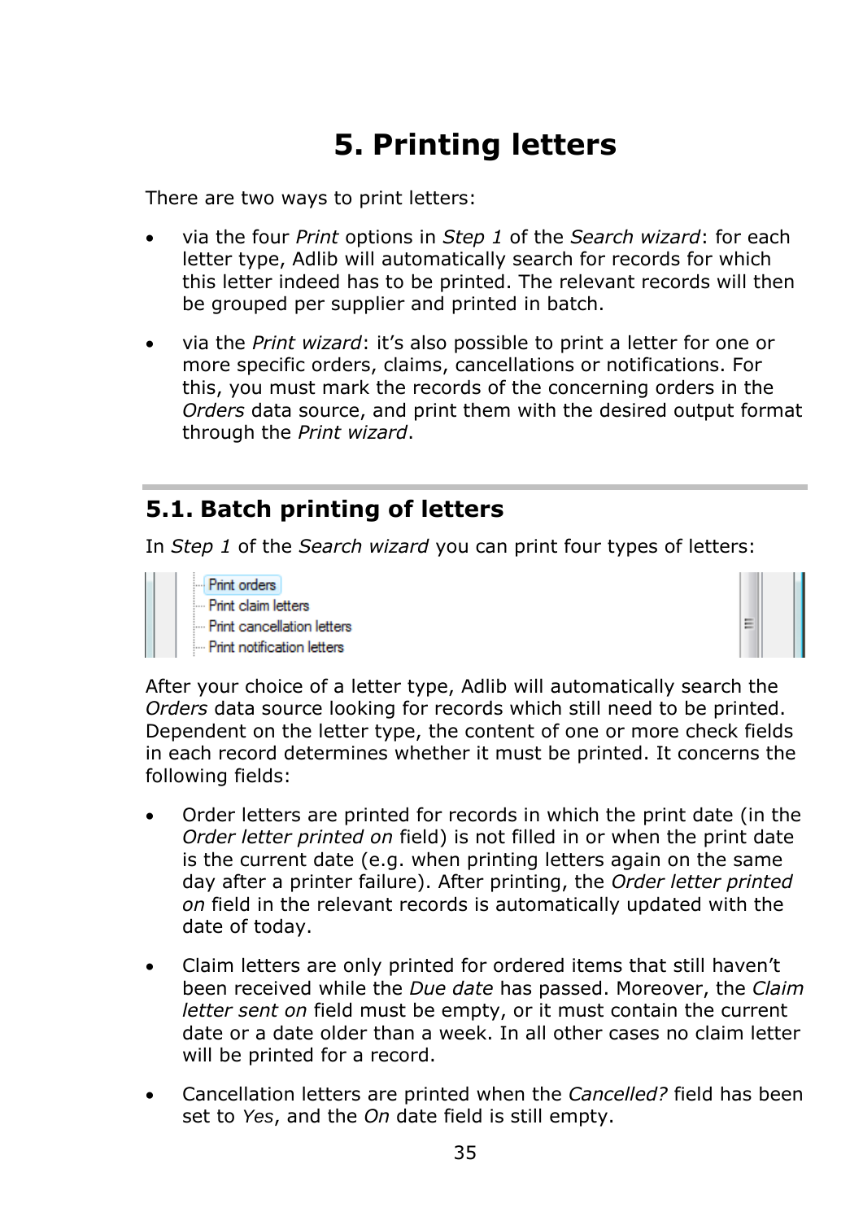# 5. Printing letters

There are two ways to print letters:

- via the four *Print* options in *Step 1* of the *Search wizard*: for each letter type, Adlib will automatically search for records for which this letter indeed has to be printed. The relevant records will then be grouped per supplier and printed in batch.
- via the *Print wizard*: it's also possible to print a letter for one or more specific orders, claims, cancellations or notifications. For this, you must mark the records of the concerning orders in the *Orders* data source, and print them with the desired output format through the *Print wizard*.

## 5.1. Batch printing of letters

In *Step 1* of the *Search wizard* you can print four types of letters:

After your choice of a letter type, Adlib will automatically search the *Orders* data source looking for records which still need to be printed. Dependent on the letter type, the content of one or more check fields in each record determines whether it must be printed. It concerns the following fields:

- Order letters are printed for records in which the print date (in the *Order letter printed on* field) is not filled in or when the print date is the current date (e.g. when printing letters again on the same day after a printer failure). After printing, the *Order letter printed on* field in the relevant records is automatically updated with the date of today.
- Claim letters are only printed for ordered items that still haven't been received while the *Due date* has passed. Moreover, the *Claim letter sent on* field must be empty, or it must contain the current date or a date older than a week. In all other cases no claim letter will be printed for a record.
- Cancellation letters are printed when the *Cancelled?* field has been set to *Yes*, and the *On* date field is still empty.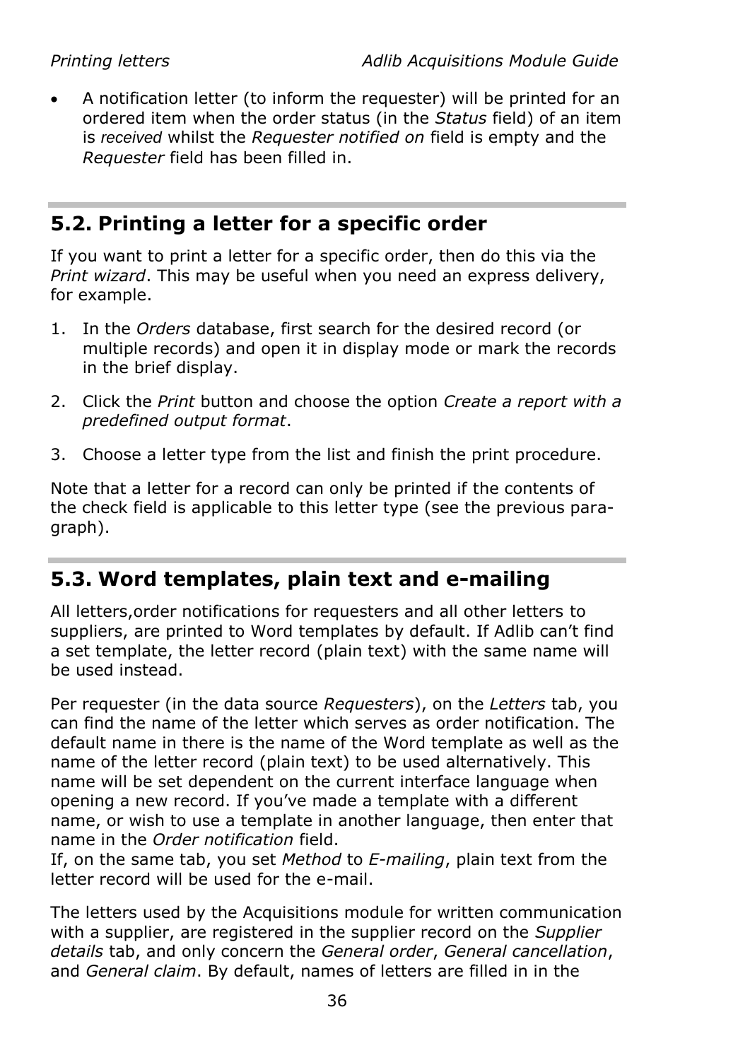- A notification letter (to inform the requester) will be printed for an ordered item when the order status (in the *Status* field) of an item is *received* whilst the *Requester notified on* field is empty and the *Requester* field has been filled in.

## 5.2. Printing a letter for a specific order

If you want to print a letter for a specific order, then do this via the *Print wizard*. This may be useful when you need an express delivery, for example.

1. In the *Orders* database, first search for the desired record (or multiple records) and open it in display mode or mark the records in the brief display.
2. Click the *Print* button and choose the option *Create a report with a predefined output format*.
3. Choose a letter type from the list and finish the print procedure.

Note that a letter for a record can only be printed if the contents of the check field is applicable to this letter type (see the previous paragraph).

## 5.3. Word templates, plain text and e-mailing

All letters,order notifications for requesters and all other letters to suppliers, are printed to Word templates by default. If Adlib can't find a set template, the letter record (plain text) with the same name will be used instead.

Per requester (in the data source *Requesters*), on the *Letters* tab, you can find the name of the letter which serves as order notification. The default name in there is the name of the Word template as well as the name of the letter record (plain text) to be used alternatively. This name will be set dependent on the current interface language when opening a new record. If you've made a template with a different name, or wish to use a template in another language, then enter that name in the *Order notification* field.
If, on the same tab, you set *Method* to *E-mailing*, plain text from the letter record will be used for the e-mail.

The letters used by the Acquisitions module for written communication with a supplier, are registered in the supplier record on the *Supplier details* tab, and only concern the *General order*, *General cancellation*, and *General claim*. By default, names of letters are filled in in the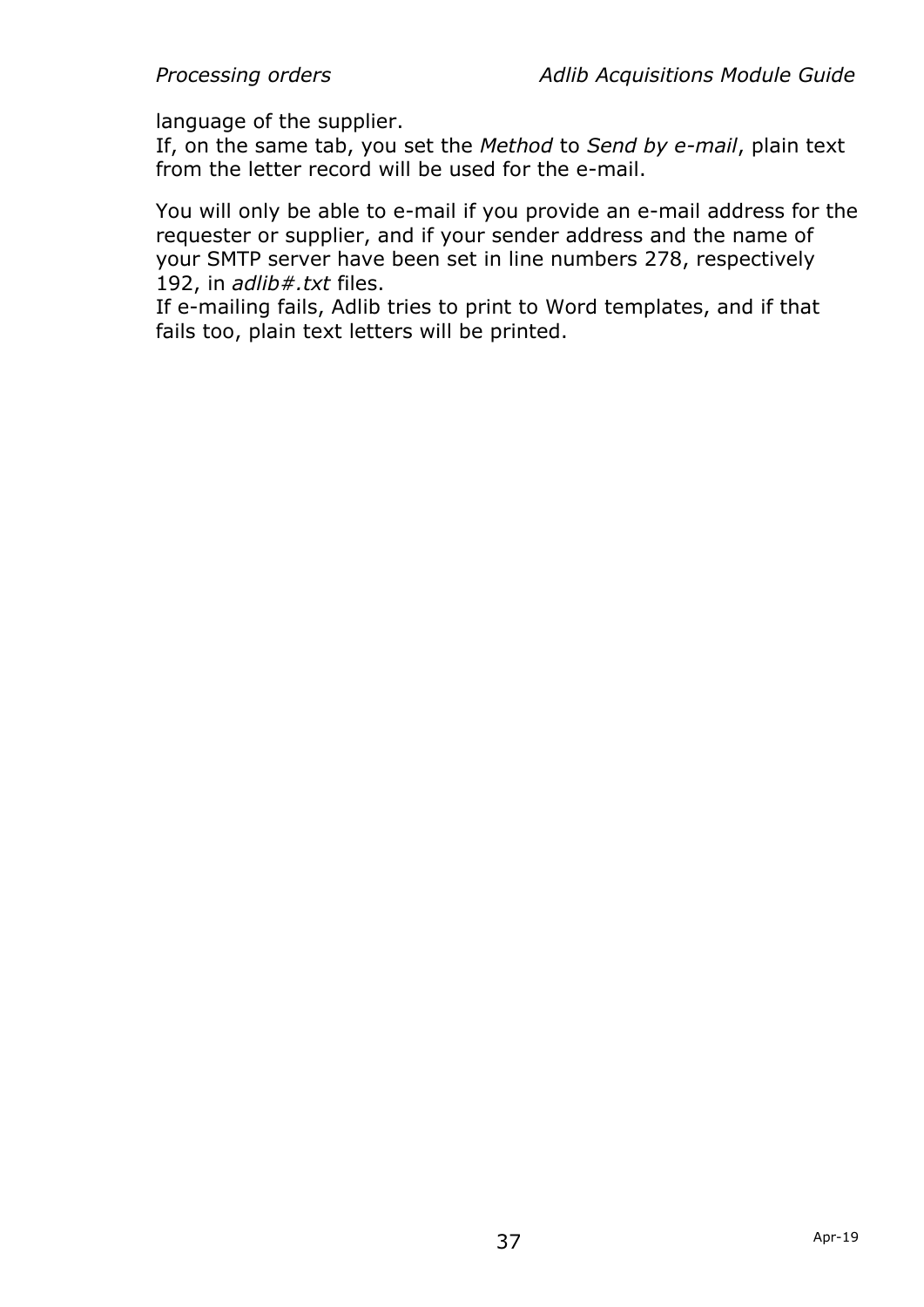language of the supplier.
If, on the same tab, you set the *Method* to *Send by e-mail*, plain text from the letter record will be used for the e-mail.

You will only be able to e-mail if you provide an e-mail address for the requester or supplier, and if your sender address and the name of your SMTP server have been set in line numbers 278, respectively 192, in *adlib#.txt* files.
If e-mailing fails, Adlib tries to print to Word templates, and if that fails too, plain text letters will be printed.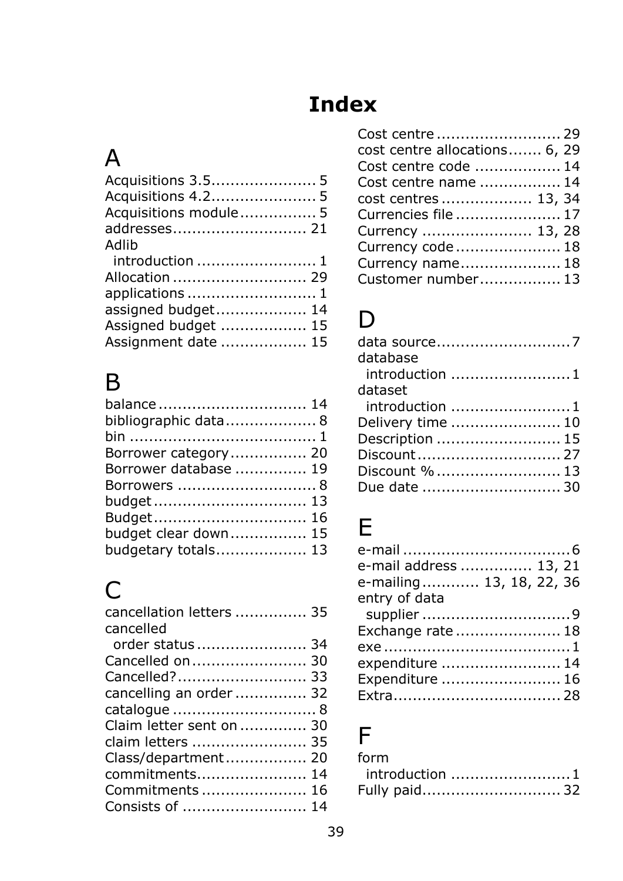# Index

## A

Acquisitions 3.5 ...................... 5
Acquisitions 4.2 ...................... 5
Acquisitions module ................ 5
addresses ............................ 21
Adlib
  introduction ......................... 1
Allocation ............................ 29
applications ........................... 1
assigned budget ................... 14
Assigned budget .................. 15
Assignment date .................. 15

## B

balance ............................... 14
bibliographic data ................... 8
bin ....................................... 1
Borrower category ................ 20
Borrower database ............... 19
Borrowers ............................. 8
budget ................................ 13
Budget ................................ 16
budget clear down ................ 15
budgetary totals ................... 13

## C

cancellation letters ............... 35
cancelled
  order status ....................... 34
Cancelled on ........................ 30
Cancelled? ........................... 33
cancelling an order ............... 32
catalogue .............................. 8
Claim letter sent on .............. 30
claim letters ........................ 35
Class/department ................. 20
commitments ....................... 14
Commitments ...................... 16
Consists of .......................... 14
Cost centre .......................... 29
cost centre allocations ....... 6, 29
Cost centre code .................. 14
Cost centre name ................. 14
cost centres ................... 13, 34
Currencies file ...................... 17
Currency ...................... 13, 28
Currency code ...................... 18
Currency name ..................... 18
Customer number ................. 13

## D

data source ............................ 7
database
  introduction ......................... 1
dataset
  introduction ......................... 1
Delivery time ....................... 10
Description .......................... 15
Discount .............................. 27
Discount % .......................... 13
Due date ............................. 30

## E

e-mail ................................... 6
e-mail address ............... 13, 21
e-mailing ............ 13, 18, 22, 36
entry of data
  supplier ............................... 9
Exchange rate ...................... 18
exe ....................................... 1
expenditure ......................... 14
Expenditure ......................... 16
Extra ................................... 28

## F

form
  introduction ......................... 1
Fully paid ............................. 32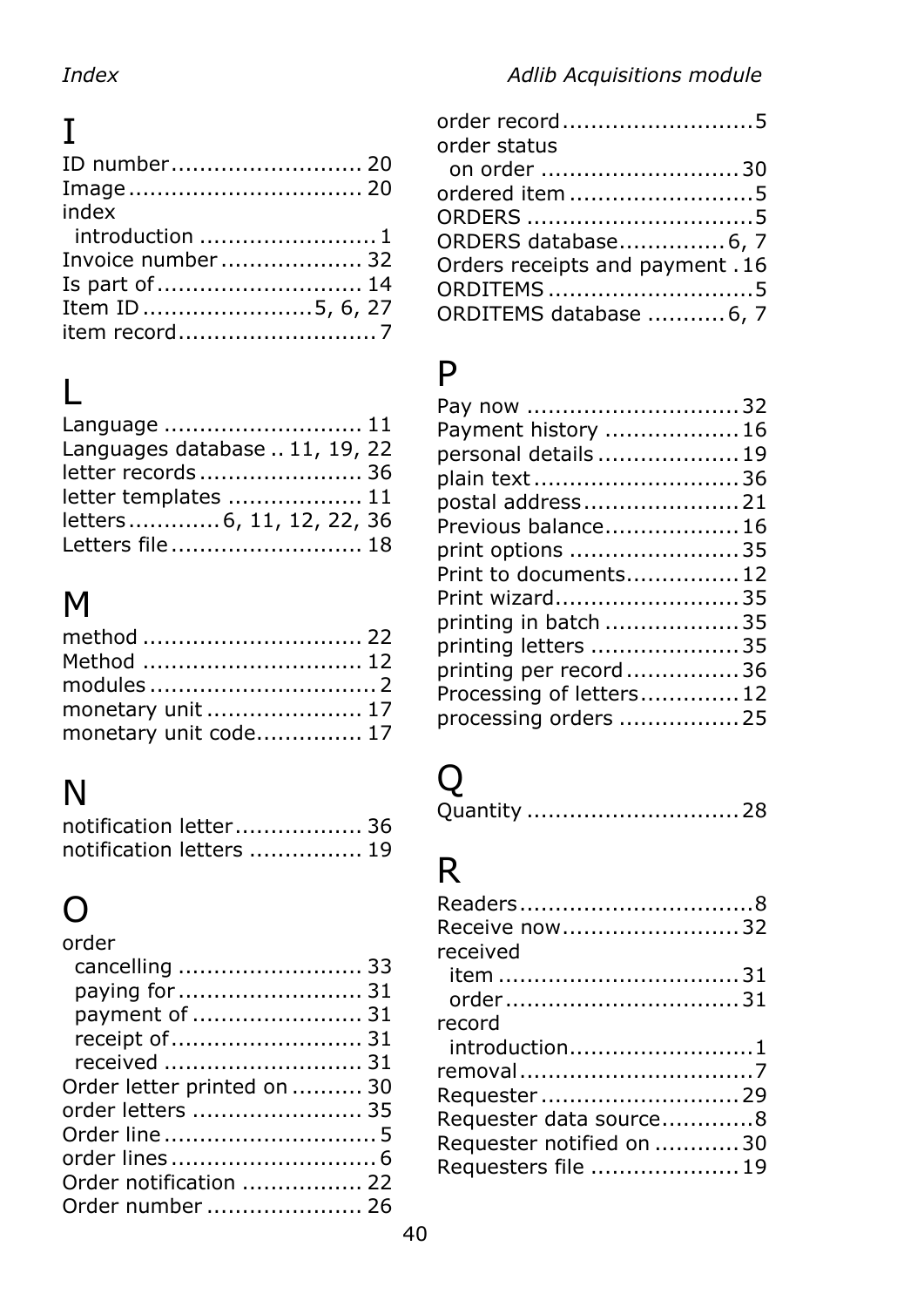## I

ID number ........................... 20
Image ................................ 20
index
  introduction ......................... 1
Invoice number .................... 32
Is part of ............................ 14
Item ID ........................ 5, 6, 27
item record ............................ 7

## L

Language ............................ 11
Languages database .. 11, 19, 22
letter records ....................... 36
letter templates ................... 11
letters ............ 6, 11, 12, 22, 36
Letters file ........................... 18

## M

method ............................... 22
Method ............................... 12
modules ................................ 2
monetary unit ...................... 17
monetary unit code............... 17

## N

notification letter .................. 36
notification letters ................ 19

## O

order
  cancelling .......................... 33
  paying for .......................... 31
  payment of ........................ 31
  receipt of ........................... 31
  received ............................ 31
Order letter printed on .......... 30
order letters ........................ 35
Order line .............................. 5
order lines ............................. 6
Order notification ................. 22
Order number ...................... 26
order record ........................... 5
order status
  on order ............................ 30
ordered item .......................... 5
ORDERS ................................ 5
ORDERS database ............... 6, 7
Orders receipts and payment . 16
ORDITEMS ............................. 5
ORDITEMS database ........... 6, 7

## P

Pay now .............................. 32
Payment history ................... 16
personal details .................... 19
plain text ............................. 36
postal address ...................... 21
Previous balance ................... 16
print options ........................ 35
Print to documents ................ 12
Print wizard .......................... 35
printing in batch ................... 35
printing letters ..................... 35
printing per record ................ 36
Processing of letters .............. 12
processing orders ................. 25

## Q

Quantity .............................. 28

## R

Readers ................................. 8
Receive now ......................... 32
received
  item ................................. 31
  order ................................ 31
record
  introduction .......................... 1
removal ................................. 7
Requester ............................ 29
Requester data source ............. 8
Requester notified on ............ 30
Requesters file ..................... 19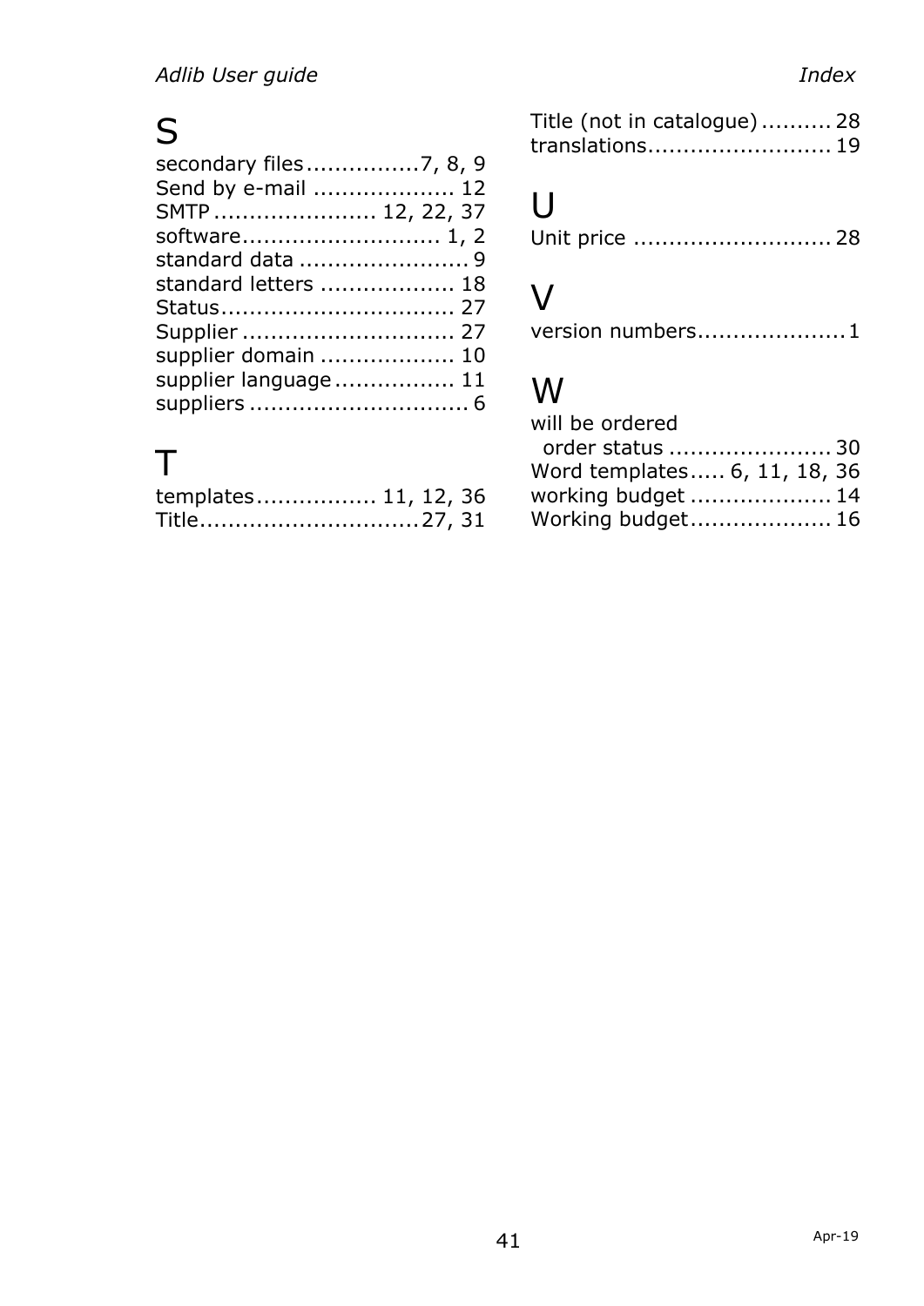# S

secondary files................7, 8, 9
Send by e-mail .................... 12
SMTP ...................... 12, 22, 37
software........................... 1, 2
standard data ........................ 9
standard letters ................... 18
Status................................. 27
Supplier ............................. 27
supplier domain ................... 10
supplier language ................. 11
suppliers ............................... 6

# T

templates................. 11, 12, 36
Title...............................27, 31
Title (not in catalogue) .......... 28
translations.......................... 19

# U

Unit price ............................ 28

# V

version numbers.....................1

# W

will be ordered
  order status ....................... 30
Word templates..... 6, 11, 18, 36
working budget .................... 14
Working budget.................... 16